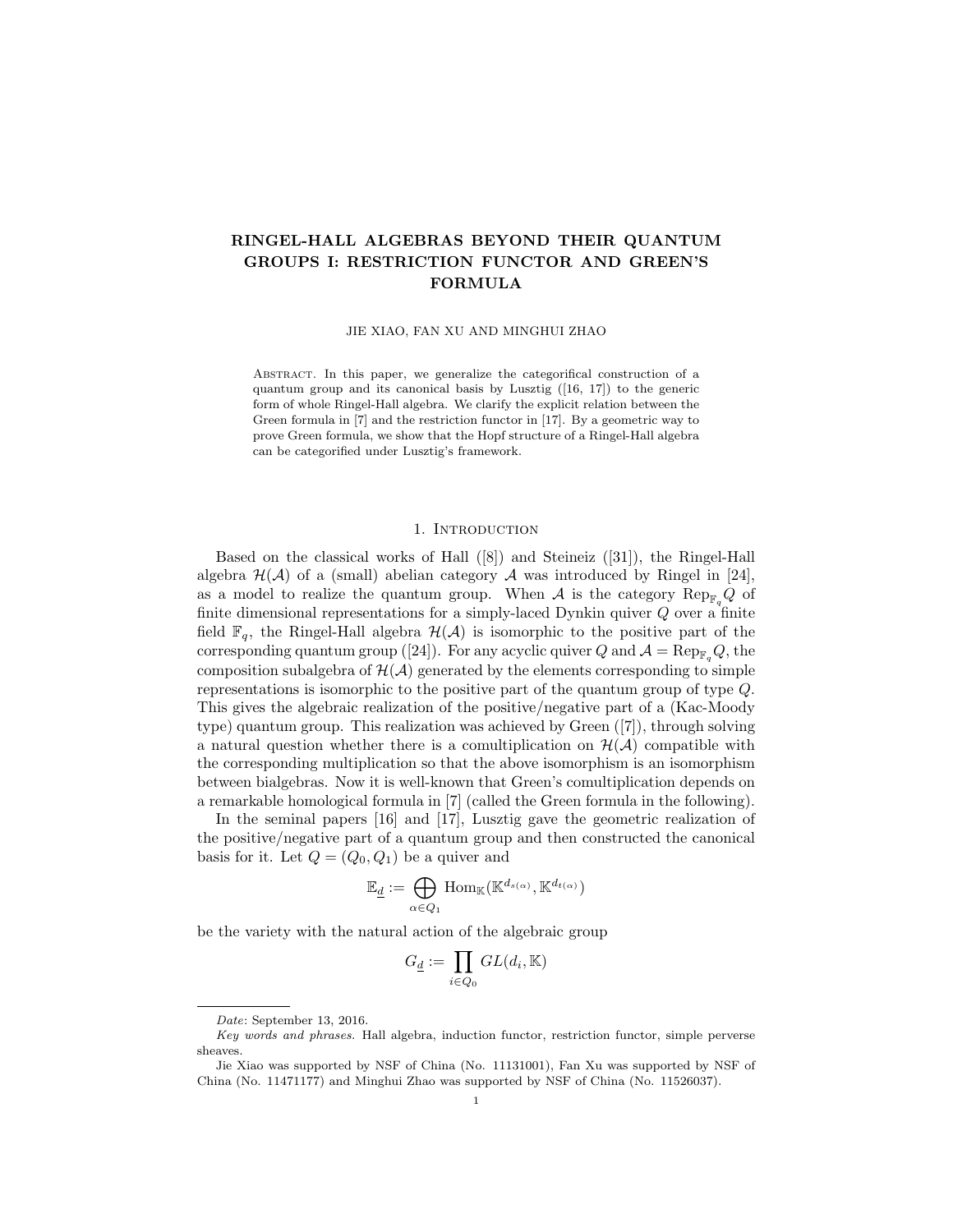# RINGEL-HALL ALGEBRAS BEYOND THEIR QUANTUM GROUPS I: RESTRICTION FUNCTOR AND GREEN'S FORMULA

JIE XIAO, FAN XU AND MINGHUI ZHAO

Abstract. In this paper, we generalize the categorifical construction of a quantum group and its canonical basis by Lusztig ([16, 17]) to the generic form of whole Ringel-Hall algebra. We clarify the explicit relation between the Green formula in [7] and the restriction functor in [17]. By a geometric way to prove Green formula, we show that the Hopf structure of a Ringel-Hall algebra can be categorified under Lusztig's framework.

## 1. Introduction

Based on the classical works of Hall ([8]) and Steineiz ([31]), the Ringel-Hall algebra $\mathcal{H}(\mathcal{A})$ of a (small) abelian category $\mathcal{A}$ was introduced by Ringel in [24], as a model to realize the quantum group. When $\mathcal{A}$ is the category $\mathrm{Rep}_{\mathbb{F}_q}Q$ of finite dimensional representations for a simply-laced Dynkin quiver $Q$ over a finite field $\mathbb{F}_q$, the Ringel-Hall algebra $\mathcal{H}(\mathcal{A})$ is isomorphic to the positive part of the corresponding quantum group ([24]). For any acyclic quiver $Q$ and $\mathcal{A} = \mathrm{Rep}_{\mathbb{F}_q}Q$, the composition subalgebra of $\mathcal{H}(\mathcal{A})$ generated by the elements corresponding to simple representations is isomorphic to the positive part of the quantum group of type $Q$. This gives the algebraic realization of the positive/negative part of a (Kac-Moody type) quantum group. This realization was achieved by Green ([7]), through solving a natural question whether there is a comultiplication on $\mathcal{H}(\mathcal{A})$ compatible with the corresponding multiplication so that the above isomorphism is an isomorphism between bialgebras. Now it is well-known that Green's comultiplication depends on a remarkable homological formula in [7] (called the Green formula in the following).

In the seminal papers [16] and [17], Lusztig gave the geometric realization of the positive/negative part of a quantum group and then constructed the canonical basis for it. Let $Q = (Q_0, Q_1)$ be a quiver and

$$\mathbb{E}_{\underline{d}} := \bigoplus_{\alpha \in Q_1} \mathrm{Hom}_{\mathbb{K}}(\mathbb{K}^{d_{s(\alpha)}}, \mathbb{K}^{d_{t(\alpha)}})$$

be the variety with the natural action of the algebraic group

$$G_{\underline{d}} := \prod_{i \in Q_0} GL(d_i, \mathbb{K})$$

---

*Date*: September 13, 2016.

*Key words and phrases.* Hall algebra, induction functor, restriction functor, simple perverse sheaves.

Jie Xiao was supported by NSF of China (No. 11131001), Fan Xu was supported by NSF of China (No. 11471177) and Minghui Zhao was supported by NSF of China (No. 11526037).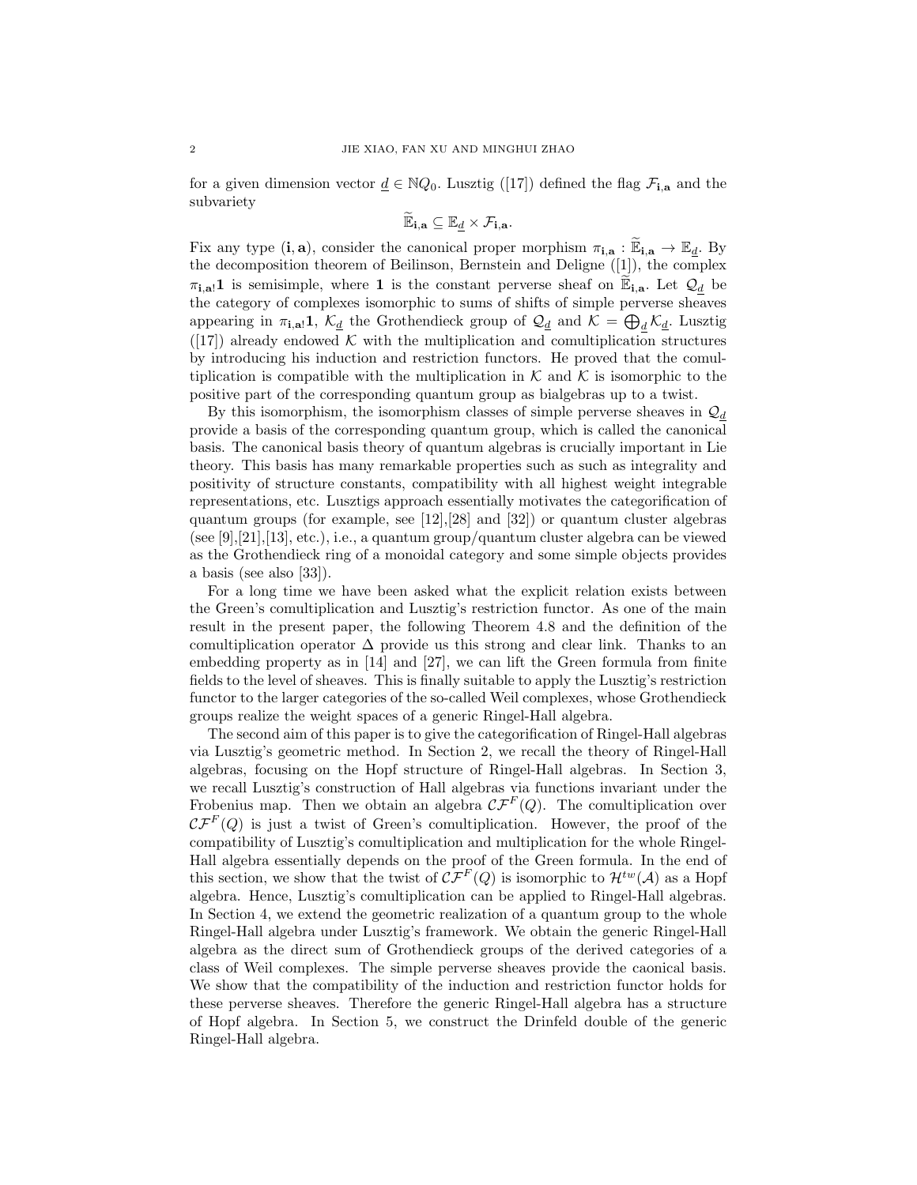for a given dimension vector $\underline{d} \in \mathbb{N}Q_0$. Lusztig ([17]) defined the flag $\mathcal{F}_{\mathbf{i},\mathbf{a}}$ and the subvariety

$$\widetilde{\mathbb{E}}_{\mathbf{i},\mathbf{a}} \subseteq \mathbb{E}_{\underline{d}} \times \mathcal{F}_{\mathbf{i},\mathbf{a}}.$$

Fix any type $(\mathbf{i},\mathbf{a})$, consider the canonical proper morphism $\pi_{\mathbf{i},\mathbf{a}} : \widetilde{\mathbb{E}}_{\mathbf{i},\mathbf{a}} \to \mathbb{E}_{\underline{d}}$. By the decomposition theorem of Beilinson, Bernstein and Deligne ([1]), the complex $\pi_{\mathbf{i},\mathbf{a}!}\mathbf{1}$ is semisimple, where $\mathbf{1}$ is the constant perverse sheaf on $\widetilde{\mathbb{E}}_{\mathbf{i},\mathbf{a}}$. Let $\mathcal{Q}_{\underline{d}}$ be the category of complexes isomorphic to sums of shifts of simple perverse sheaves appearing in $\pi_{\mathbf{i},\mathbf{a}!}\mathbf{1}$, $\mathcal{K}_{\underline{d}}$ the Grothendieck group of $\mathcal{Q}_{\underline{d}}$ and $\mathcal{K} = \bigoplus_{\underline{d}} \mathcal{K}_{\underline{d}}$. Lusztig ([17]) already endowed $\mathcal{K}$ with the multiplication and comultiplication structures by introducing his induction and restriction functors. He proved that the comultiplication is compatible with the multiplication in $\mathcal{K}$ and $\mathcal{K}$ is isomorphic to the positive part of the corresponding quantum group as bialgebras up to a twist.

By this isomorphism, the isomorphism classes of simple perverse sheaves in $\mathcal{Q}_{\underline{d}}$ provide a basis of the corresponding quantum group, which is called the canonical basis. The canonical basis theory of quantum algebras is crucially important in Lie theory. This basis has many remarkable properties such as such as integrality and positivity of structure constants, compatibility with all highest weight integrable representations, etc. Lusztigs approach essentially motivates the categorification of quantum groups (for example, see [12],[28] and [32]) or quantum cluster algebras (see [9],[21],[13], etc.), i.e., a quantum group/quantum cluster algebra can be viewed as the Grothendieck ring of a monoidal category and some simple objects provides a basis (see also [33]).

For a long time we have been asked what the explicit relation exists between the Green's comultiplication and Lusztig's restriction functor. As one of the main result in the present paper, the following Theorem 4.8 and the definition of the comultiplication operator $\Delta$ provide us this strong and clear link. Thanks to an embedding property as in [14] and [27], we can lift the Green formula from finite fields to the level of sheaves. This is finally suitable to apply the Lusztig's restriction functor to the larger categories of the so-called Weil complexes, whose Grothendieck groups realize the weight spaces of a generic Ringel-Hall algebra.

The second aim of this paper is to give the categorification of Ringel-Hall algebras via Lusztig's geometric method. In Section 2, we recall the theory of Ringel-Hall algebras, focusing on the Hopf structure of Ringel-Hall algebras. In Section 3, we recall Lusztig's construction of Hall algebras via functions invariant under the Frobenius map. Then we obtain an algebra $\mathcal{CF}^F(Q)$. The comultiplication over $\mathcal{CF}^F(Q)$ is just a twist of Green's comultiplication. However, the proof of the compatibility of Lusztig's comultiplication and multiplication for the whole Ringel-Hall algebra essentially depends on the proof of the Green formula. In the end of this section, we show that the twist of $\mathcal{CF}^F(Q)$ is isomorphic to $\mathcal{H}^{tw}(\mathcal{A})$ as a Hopf algebra. Hence, Lusztig's comultiplication can be applied to Ringel-Hall algebras. In Section 4, we extend the geometric realization of a quantum group to the whole Ringel-Hall algebra under Lusztig's framework. We obtain the generic Ringel-Hall algebra as the direct sum of Grothendieck groups of the derived categories of a class of Weil complexes. The simple perverse sheaves provide the caonical basis. We show that the compatibility of the induction and restriction functor holds for these perverse sheaves. Therefore the generic Ringel-Hall algebra has a structure of Hopf algebra. In Section 5, we construct the Drinfeld double of the generic Ringel-Hall algebra.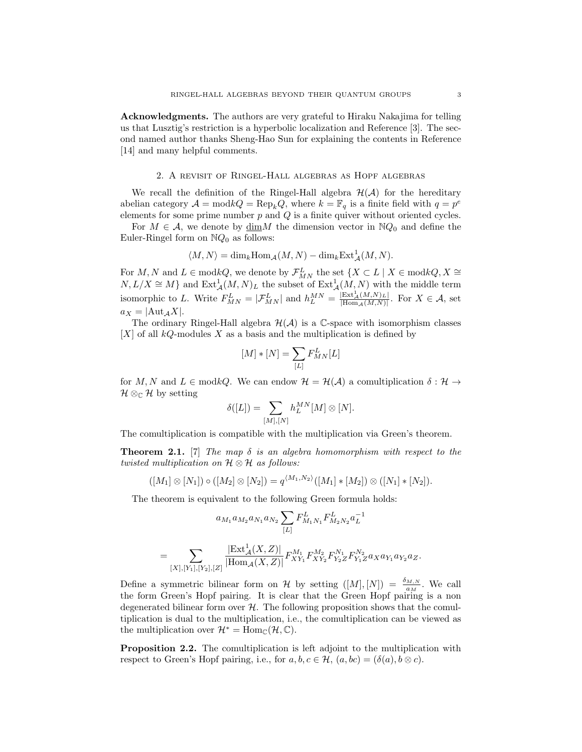**Acknowledgments.** The authors are very grateful to Hiraku Nakajima for telling us that Lusztig's restriction is a hyperbolic localization and Reference [3]. The second named author thanks Sheng-Hao Sun for explaining the contents in Reference [14] and many helpful comments.

## 2. A revisit of Ringel-Hall algebras as Hopf algebras

We recall the definition of the Ringel-Hall algebra $\mathcal{H}(\mathcal{A})$ for the hereditary abelian category $\mathcal{A} = \text{mod}kQ = \text{Rep}_k Q$, where $k = \mathbb{F}_q$ is a finite field with $q = p^e$ elements for some prime number $p$ and $Q$ is a finite quiver without oriented cycles.

For $M \in \mathcal{A}$, we denote by $\underline{\dim} M$ the dimension vector in $\mathbb{N}Q_0$ and define the Euler-Ringel form on $\mathbb{N}Q_0$ as follows:

$$\langle M, N \rangle = \dim_k \text{Hom}_{\mathcal{A}}(M, N) - \dim_k \text{Ext}^1_{\mathcal{A}}(M, N).$$

For $M, N$ and $L \in \text{mod}kQ$, we denote by $\mathcal{F}^L_{MN}$ the set $\{X \subset L \mid X \in \text{mod}kQ, X \cong N, L/X \cong M\}$ and $\text{Ext}^1_{\mathcal{A}}(M, N)_L$ the subset of $\text{Ext}^1_{\mathcal{A}}(M, N)$ with the middle term isomorphic to $L$. Write $F^L_{MN} = |\mathcal{F}^L_{MN}|$ and $h^{MN}_L = \frac{|\text{Ext}^1_{\mathcal{A}}(M,N)_L|}{|\text{Hom}_{\mathcal{A}}(M,N)|}$. For $X \in \mathcal{A}$, set $a_X = |\text{Aut}_{\mathcal{A}} X|$.

The ordinary Ringel-Hall algebra $\mathcal{H}(\mathcal{A})$ is a $\mathbb{C}$-space with isomorphism classes $[X]$ of all $kQ$-modules $X$ as a basis and the multiplication is defined by

$$[M] * [N] = \sum_{[L]} F^L_{MN} [L]$$

for $M, N$ and $L \in \text{mod}kQ$. We can endow $\mathcal{H} = \mathcal{H}(\mathcal{A})$ a comultiplication $\delta : \mathcal{H} \to \mathcal{H} \otimes_{\mathbb{C}} \mathcal{H}$ by setting

$$\delta([L]) = \sum_{[M],[N]} h^{MN}_L [M] \otimes [N].$$

The comultiplication is compatible with the multiplication via Green's theorem.

**Theorem 2.1.** [7] *The map $\delta$ is an algebra homomorphism with respect to the twisted multiplication on $\mathcal{H} \otimes \mathcal{H}$ as follows:*

$$([M_1] \otimes [N_1]) \circ ([M_2] \otimes [N_2]) = q^{\langle M_1, N_2 \rangle} ([M_1] * [M_2]) \otimes ([N_1] * [N_2]).$$

The theorem is equivalent to the following Green formula holds:

$$a_{M_1} a_{M_2} a_{N_1} a_{N_2} \sum_{[L]} F^L_{M_1 N_1} F^L_{M_2 N_2} a_L^{-1}$$

$$= \sum_{[X],[Y_1],[Y_2],[Z]} \frac{|\text{Ext}^1_{\mathcal{A}}(X, Z)|}{|\text{Hom}_{\mathcal{A}}(X, Z)|} F^{M_1}_{XY_1} F^{M_2}_{XY_2} F^{N_1}_{Y_2 Z} F^{N_2}_{Y_1 Z} a_X a_{Y_1} a_{Y_2} a_Z.$$

Define a symmetric bilinear form on $\mathcal{H}$ by setting $([M], [N]) = \frac{\delta_{M,N}}{a_M}$. We call the form Green's Hopf pairing. It is clear that the Green Hopf pairing is a non degenerated bilinear form over $\mathcal{H}$. The following proposition shows that the comultiplication is dual to the multiplication, i.e., the comultiplication can be viewed as the multiplication over $\mathcal{H}^* = \text{Hom}_{\mathbb{C}}(\mathcal{H}, \mathbb{C})$.

**Proposition 2.2.** The comultiplication is left adjoint to the multiplication with respect to Green's Hopf pairing, i.e., for $a, b, c \in \mathcal{H}$, $(a, bc) = (\delta(a), b \otimes c)$.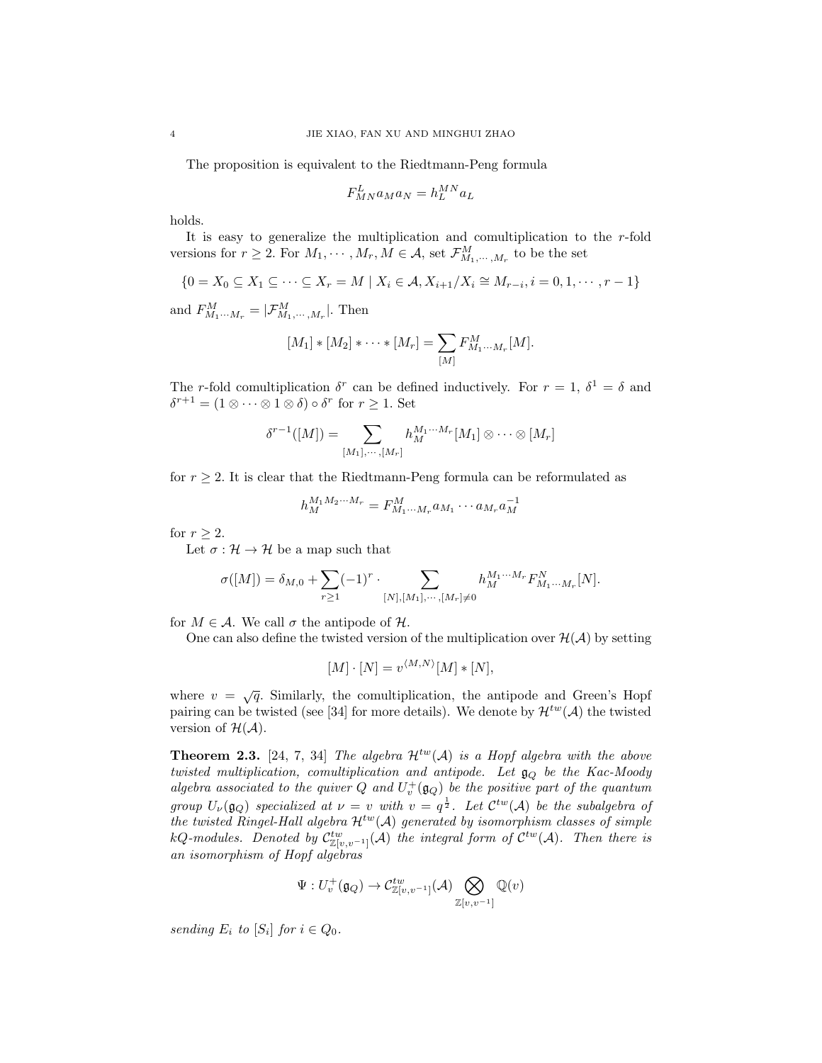The proposition is equivalent to the Riedtmann-Peng formula

$$F_{MN}^{L} a_M a_N = h_L^{MN} a_L$$

holds.

It is easy to generalize the multiplication and comultiplication to the $r$-fold versions for $r \geq 2$. For $M_1, \cdots, M_r, M \in \mathcal{A}$, set $\mathcal{F}_{M_1,\cdots,M_r}^{M}$ to be the set

$$\{0 = X_0 \subseteq X_1 \subseteq \cdots \subseteq X_r = M \mid X_i \in \mathcal{A}, X_{i+1}/X_i \cong M_{r-i}, i = 0, 1, \cdots, r-1\}$$

and $F_{M_1\cdots M_r}^{M} = |\mathcal{F}_{M_1,\cdots,M_r}^{M}|$. Then

$$[M_1] * [M_2] * \cdots * [M_r] = \sum_{[M]} F_{M_1\cdots M_r}^{M} [M].$$

The $r$-fold comultiplication $\delta^r$ can be defined inductively. For $r = 1$, $\delta^1 = \delta$ and $\delta^{r+1} = (1 \otimes \cdots \otimes 1 \otimes \delta) \circ \delta^r$ for $r \geq 1$. Set

$$\delta^{r-1}([M]) = \sum_{[M_1],\cdots,[M_r]} h_M^{M_1\cdots M_r} [M_1] \otimes \cdots \otimes [M_r]$$

for $r \geq 2$. It is clear that the Riedtmann-Peng formula can be reformulated as

$$h_M^{M_1 M_2 \cdots M_r} = F_{M_1\cdots M_r}^{M} a_{M_1} \cdots a_{M_r} a_M^{-1}$$

for $r \geq 2$.

Let $\sigma : \mathcal{H} \to \mathcal{H}$ be a map such that

$$\sigma([M]) = \delta_{M,0} + \sum_{r \geq 1} (-1)^r \cdot \sum_{[N],[M_1],\cdots,[M_r] \neq 0} h_M^{M_1\cdots M_r} F_{M_1\cdots M_r}^{N} [N].$$

for $M \in \mathcal{A}$. We call $\sigma$ the antipode of $\mathcal{H}$.

One can also define the twisted version of the multiplication over $\mathcal{H}(\mathcal{A})$ by setting

$$[M] \cdot [N] = v^{\langle M,N \rangle} [M] * [N],$$

where $v = \sqrt{q}$. Similarly, the comultiplication, the antipode and Green's Hopf pairing can be twisted (see [34] for more details). We denote by $\mathcal{H}^{tw}(\mathcal{A})$ the twisted version of $\mathcal{H}(\mathcal{A})$.

**Theorem 2.3.** [24, 7, 34] *The algebra $\mathcal{H}^{tw}(\mathcal{A})$ is a Hopf algebra with the above twisted multiplication, comultiplication and antipode. Let $\mathfrak{g}_Q$ be the Kac-Moody algebra associated to the quiver $Q$ and $U_v^+(\mathfrak{g}_Q)$ be the positive part of the quantum group $U_\nu(\mathfrak{g}_Q)$ specialized at $\nu = v$ with $v = q^{\frac{1}{2}}$. Let $\mathcal{C}^{tw}(\mathcal{A})$ be the subalgebra of the twisted Ringel-Hall algebra $\mathcal{H}^{tw}(\mathcal{A})$ generated by isomorphism classes of simple $kQ$-modules. Denoted by $\mathcal{C}_{\mathbb{Z}[v,v^{-1}]}^{tw}(\mathcal{A})$ the integral form of $\mathcal{C}^{tw}(\mathcal{A})$. Then there is an isomorphism of Hopf algebras*

$$\Psi : U_v^+(\mathfrak{g}_Q) \to \mathcal{C}_{\mathbb{Z}[v,v^{-1}]}^{tw}(\mathcal{A}) \bigotimes_{\mathbb{Z}[v,v^{-1}]} \mathbb{Q}(v)$$

*sending $E_i$ to $[S_i]$ for $i \in Q_0$.*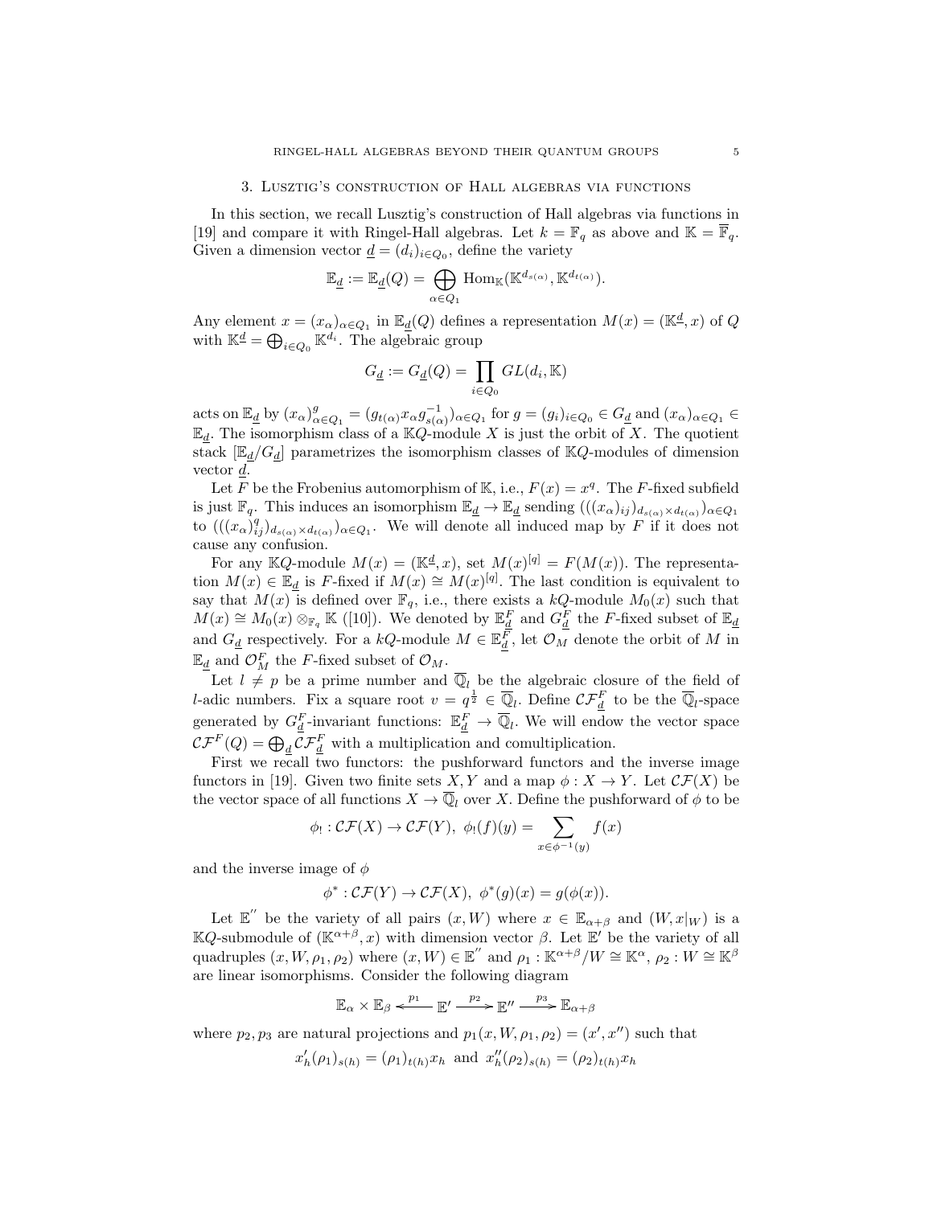## 3. Lusztig's construction of Hall algebras via functions

In this section, we recall Lusztig's construction of Hall algebras via functions in [19] and compare it with Ringel-Hall algebras. Let $k = \mathbb{F}_q$ as above and $\mathbb{K} = \overline{\mathbb{F}}_q$. Given a dimension vector $\underline{d} = (d_i)_{i \in Q_0}$, define the variety

$$\mathbb{E}_{\underline{d}} := \mathbb{E}_{\underline{d}}(Q) = \bigoplus_{\alpha \in Q_1} \mathrm{Hom}_{\mathbb{K}}(\mathbb{K}^{d_{s(\alpha)}}, \mathbb{K}^{d_{t(\alpha)}}).$$

Any element $x = (x_\alpha)_{\alpha \in Q_1}$ in $\mathbb{E}_{\underline{d}}(Q)$ defines a representation $M(x) = (\mathbb{K}^{\underline{d}}, x)$ of $Q$ with $\mathbb{K}^{\underline{d}} = \bigoplus_{i \in Q_0} \mathbb{K}^{d_i}$. The algebraic group

$$G_{\underline{d}} := G_{\underline{d}}(Q) = \prod_{i \in Q_0} GL(d_i, \mathbb{K})$$

acts on $\mathbb{E}_{\underline{d}}$ by $(x_\alpha)^g_{\alpha \in Q_1} = (g_{t(\alpha)} x_\alpha g^{-1}_{s(\alpha)})_{\alpha \in Q_1}$ for $g = (g_i)_{i \in Q_0} \in G_{\underline{d}}$ and $(x_\alpha)_{\alpha \in Q_1} \in \mathbb{E}_{\underline{d}}$. The isomorphism class of a $\mathbb{K}Q$-module $X$ is just the orbit of $X$. The quotient stack $[\mathbb{E}_{\underline{d}}/G_{\underline{d}}]$ parametrizes the isomorphism classes of $\mathbb{K}Q$-modules of dimension vector $\underline{d}$.

Let $F$ be the Frobenius automorphism of $\mathbb{K}$, i.e., $F(x) = x^q$. The $F$-fixed subfield is just $\mathbb{F}_q$. This induces an isomorphism $\mathbb{E}_{\underline{d}} \to \mathbb{E}_{\underline{d}}$ sending $(((x_\alpha)_{ij})_{d_{s(\alpha)} \times d_{t(\alpha)}})_{\alpha \in Q_1}$ to $(((x_\alpha)^q_{ij})_{d_{s(\alpha)} \times d_{t(\alpha)}})_{\alpha \in Q_1}$. We will denote all induced map by $F$ if it does not cause any confusion.

For any $\mathbb{K}Q$-module $M(x) = (\mathbb{K}^{\underline{d}}, x)$, set $M(x)^{[q]} = F(M(x))$. The representation $M(x) \in \mathbb{E}_{\underline{d}}$ is $F$-fixed if $M(x) \cong M(x)^{[q]}$. The last condition is equivalent to say that $M(x)$ is defined over $\mathbb{F}_q$, i.e., there exists a $kQ$-module $M_0(x)$ such that $M(x) \cong M_0(x) \otimes_{\mathbb{F}_q} \mathbb{K}$ ([10]). We denoted by $\mathbb{E}^F_{\underline{d}}$ and $G^F_{\underline{d}}$ the $F$-fixed subset of $\mathbb{E}_{\underline{d}}$ and $G_{\underline{d}}$ respectively. For a $kQ$-module $M \in \mathbb{E}^F_{\underline{d}}$, let $\mathcal{O}_M$ denote the orbit of $M$ in $\mathbb{E}_{\underline{d}}$ and $\mathcal{O}^F_M$ the $F$-fixed subset of $\mathcal{O}_M$.

Let $l \neq p$ be a prime number and $\overline{\mathbb{Q}}_l$ be the algebraic closure of the field of $l$-adic numbers. Fix a square root $v = q^{\frac{1}{2}} \in \overline{\mathbb{Q}}_l$. Define $\mathcal{CF}^F_{\underline{d}}$ to be the $\overline{\mathbb{Q}}_l$-space generated by $G^F_{\underline{d}}$-invariant functions: $\mathbb{E}^F_{\underline{d}} \to \overline{\mathbb{Q}}_l$. We will endow the vector space $\mathcal{CF}^F(Q) = \bigoplus_{\underline{d}} \mathcal{CF}^F_{\underline{d}}$ with a multiplication and comultiplication.

First we recall two functors: the pushforward functors and the inverse image functors in [19]. Given two finite sets $X, Y$ and a map $\phi : X \to Y$. Let $\mathcal{CF}(X)$ be the vector space of all functions $X \to \overline{\mathbb{Q}}_l$ over $X$. Define the pushforward of $\phi$ to be

$$\phi_! : \mathcal{CF}(X) \to \mathcal{CF}(Y),\ \phi_!(f)(y) = \sum_{x \in \phi^{-1}(y)} f(x)$$

and the inverse image of $\phi$

$$\phi^* : \mathcal{CF}(Y) \to \mathcal{CF}(X),\ \phi^*(g)(x) = g(\phi(x)).$$

Let $\mathbb{E}''$ be the variety of all pairs $(x, W)$ where $x \in \mathbb{E}_{\alpha+\beta}$ and $(W, x|_W)$ is a $\mathbb{K}Q$-submodule of $(\mathbb{K}^{\alpha+\beta}, x)$ with dimension vector $\beta$. Let $\mathbb{E}'$ be the variety of all quadruples $(x, W, \rho_1, \rho_2)$ where $(x, W) \in \mathbb{E}''$ and $\rho_1 : \mathbb{K}^{\alpha+\beta}/W \cong \mathbb{K}^\alpha$, $\rho_2 : W \cong \mathbb{K}^\beta$ are linear isomorphisms. Consider the following diagram

$$\mathbb{E}_\alpha \times \mathbb{E}_\beta \xleftarrow{p_1} \mathbb{E}' \xrightarrow{p_2} \mathbb{E}'' \xrightarrow{p_3} \mathbb{E}_{\alpha+\beta}$$

where $p_2, p_3$ are natural projections and $p_1(x, W, \rho_1, \rho_2) = (x', x'')$ such that

$$x'_h(\rho_1)_{s(h)} = (\rho_1)_{t(h)} x_h \text{ and } x''_h(\rho_2)_{s(h)} = (\rho_2)_{t(h)} x_h$$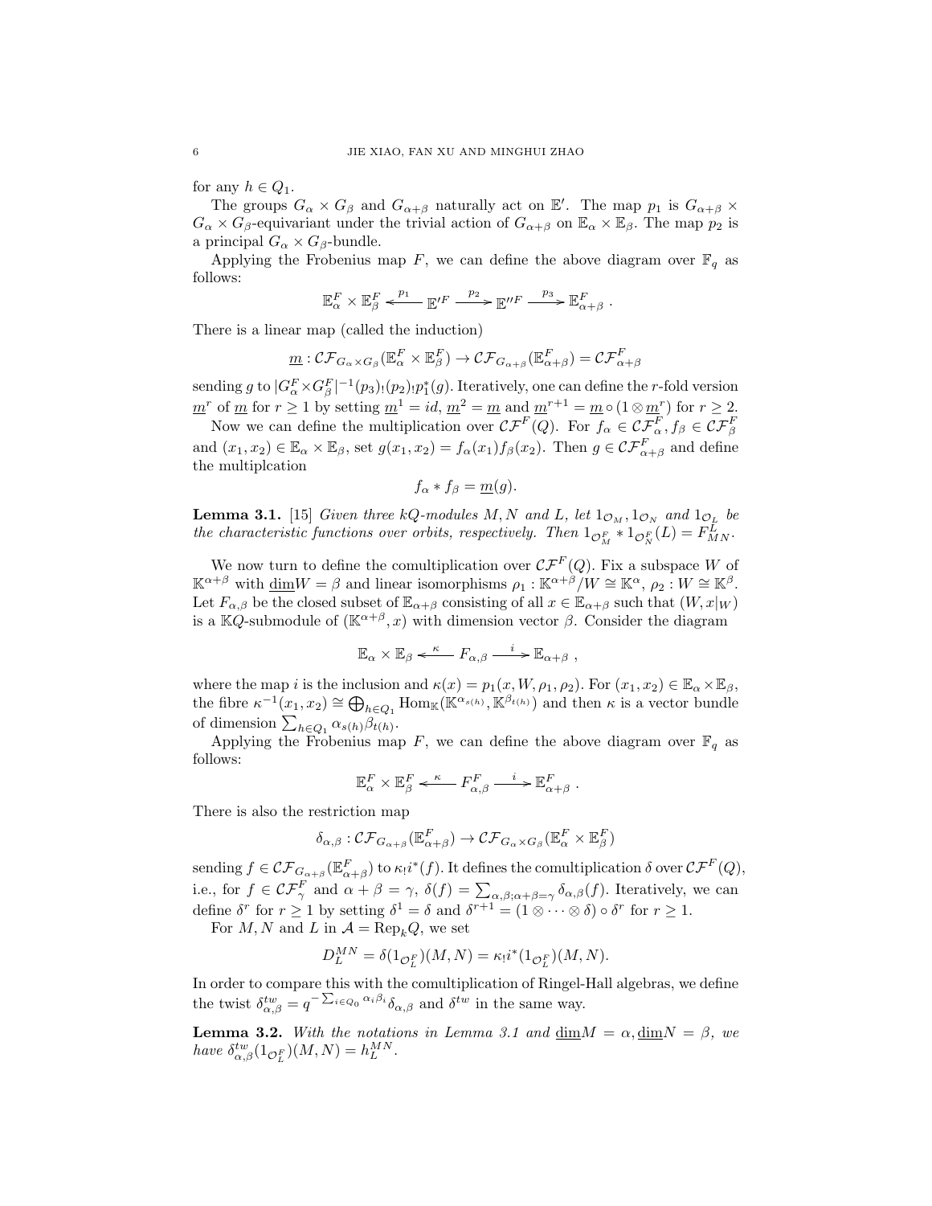for any $h \in Q_1$.

The groups $G_\alpha \times G_\beta$ and $G_{\alpha+\beta}$ naturally act on $\mathbb{E}'$. The map $p_1$ is $G_{\alpha+\beta} \times G_\alpha \times G_\beta$-equivariant under the trivial action of $G_{\alpha+\beta}$ on $\mathbb{E}_\alpha \times \mathbb{E}_\beta$. The map $p_2$ is a principal $G_\alpha \times G_\beta$-bundle.

Applying the Frobenius map $F$, we can define the above diagram over $\mathbb{F}_q$ as follows:

$$\mathbb{E}_\alpha^F \times \mathbb{E}_\beta^F \xleftarrow{p_1} \mathbb{E}'^F \xrightarrow{p_2} \mathbb{E}''^F \xrightarrow{p_3} \mathbb{E}_{\alpha+\beta}^F .$$

There is a linear map (called the induction)

$$\underline{m} : \mathcal{CF}_{G_\alpha \times G_\beta}(\mathbb{E}_\alpha^F \times \mathbb{E}_\beta^F) \to \mathcal{CF}_{G_{\alpha+\beta}}(\mathbb{E}_{\alpha+\beta}^F) = \mathcal{CF}_{\alpha+\beta}^F$$

sending $g$ to $|G_\alpha^F \times G_\beta^F|^{-1}(p_3)_!(p_2)_!p_1^*(g)$. Iteratively, one can define the $r$-fold version $\underline{m}^r$ of $\underline{m}$ for $r \geq 1$ by setting $\underline{m}^1 = id$, $\underline{m}^2 = \underline{m}$ and $\underline{m}^{r+1} = \underline{m} \circ (1 \otimes \underline{m}^r)$ for $r \geq 2$.

Now we can define the multiplication over $\mathcal{CF}^F(Q)$. For $f_\alpha \in \mathcal{CF}_\alpha^F, f_\beta \in \mathcal{CF}_\beta^F$ and $(x_1, x_2) \in \mathbb{E}_\alpha \times \mathbb{E}_\beta$, set $g(x_1, x_2) = f_\alpha(x_1)f_\beta(x_2)$. Then $g \in \mathcal{CF}_{\alpha+\beta}^F$ and define the multiplcation

$$f_\alpha * f_\beta = \underline{m}(g).$$

**Lemma 3.1.** [15] *Given three $kQ$-modules $M, N$ and $L$, let $1_{\mathcal{O}_M}, 1_{\mathcal{O}_N}$ and $1_{\mathcal{O}_L}$ be the characteristic functions over orbits, respectively. Then $1_{\mathcal{O}_M^F} * 1_{\mathcal{O}_N^F}(L) = F_{MN}^L$.*

We now turn to define the comultiplication over $\mathcal{CF}^F(Q)$. Fix a subspace $W$ of $\mathbb{K}^{\alpha+\beta}$ with $\underline{\dim} W = \beta$ and linear isomorphisms $\rho_1 : \mathbb{K}^{\alpha+\beta}/W \cong \mathbb{K}^\alpha$, $\rho_2 : W \cong \mathbb{K}^\beta$. Let $F_{\alpha,\beta}$ be the closed subset of $\mathbb{E}_{\alpha+\beta}$ consisting of all $x \in \mathbb{E}_{\alpha+\beta}$ such that $(W, x|_W)$ is a $\mathbb{K}Q$-submodule of $(\mathbb{K}^{\alpha+\beta}, x)$ with dimension vector $\beta$. Consider the diagram

$$\mathbb{E}_\alpha \times \mathbb{E}_\beta \xleftarrow{\kappa} F_{\alpha,\beta} \xrightarrow{i} \mathbb{E}_{\alpha+\beta} ,$$

where the map $i$ is the inclusion and $\kappa(x) = p_1(x, W, \rho_1, \rho_2)$. For $(x_1, x_2) \in \mathbb{E}_\alpha \times \mathbb{E}_\beta$, the fibre $\kappa^{-1}(x_1, x_2) \cong \bigoplus_{h \in Q_1} \mathrm{Hom}_{\mathbb{K}}(\mathbb{K}^{\alpha_{s(h)}}, \mathbb{K}^{\beta_{t(h)}})$ and then $\kappa$ is a vector bundle of dimension $\sum_{h \in Q_1} \alpha_{s(h)}\beta_{t(h)}$.

Applying the Frobenius map $F$, we can define the above diagram over $\mathbb{F}_q$ as follows:

$$\mathbb{E}_\alpha^F \times \mathbb{E}_\beta^F \xleftarrow{\kappa} F_{\alpha,\beta}^F \xrightarrow{i} \mathbb{E}_{\alpha+\beta}^F .$$

There is also the restriction map

$$\delta_{\alpha,\beta} : \mathcal{CF}_{G_{\alpha+\beta}}(\mathbb{E}_{\alpha+\beta}^F) \to \mathcal{CF}_{G_\alpha \times G_\beta}(\mathbb{E}_\alpha^F \times \mathbb{E}_\beta^F)$$

sending $f \in \mathcal{CF}_{G_{\alpha+\beta}}(\mathbb{E}_{\alpha+\beta}^F)$ to $\kappa_! i^*(f)$. It defines the comultiplication $\delta$ over $\mathcal{CF}^F(Q)$, i.e., for $f \in \mathcal{CF}_\gamma^F$ and $\alpha + \beta = \gamma$, $\delta(f) = \sum_{\alpha,\beta;\alpha+\beta=\gamma} \delta_{\alpha,\beta}(f)$. Iteratively, we can define $\delta^r$ for $r \geq 1$ by setting $\delta^1 = \delta$ and $\delta^{r+1} = (1 \otimes \cdots \otimes \delta) \circ \delta^r$ for $r \geq 1$.

For $M, N$ and $L$ in $\mathcal{A} = \mathrm{Rep}_k Q$, we set

$$D_L^{MN} = \delta(1_{\mathcal{O}_L^F})(M, N) = \kappa_! i^*(1_{\mathcal{O}_L^F})(M, N).$$

In order to compare this with the comultiplication of Ringel-Hall algebras, we define the twist $\delta_{\alpha,\beta}^{tw} = q^{-\sum_{i \in Q_0} \alpha_i \beta_i} \delta_{\alpha,\beta}$ and $\delta^{tw}$ in the same way.

**Lemma 3.2.** *With the notations in Lemma 3.1 and $\underline{\dim} M = \alpha, \underline{\dim} N = \beta$, we have $\delta_{\alpha,\beta}^{tw}(1_{\mathcal{O}_L^F})(M, N) = h_L^{MN}$.*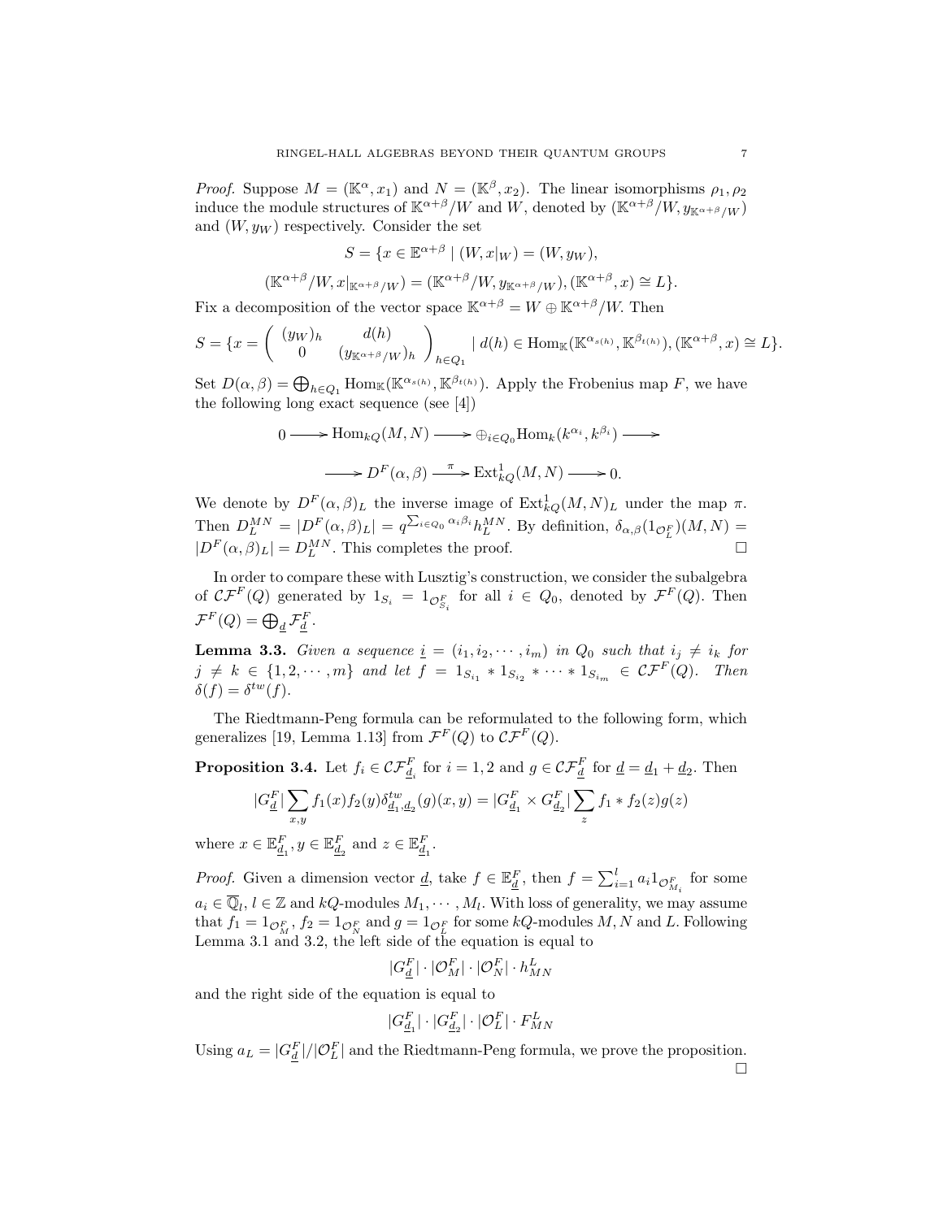*Proof.* Suppose $M = (\mathbb{K}^\alpha, x_1)$ and $N = (\mathbb{K}^\beta, x_2)$. The linear isomorphisms $\rho_1, \rho_2$ induce the module structures of $\mathbb{K}^{\alpha+\beta}/W$ and $W$, denoted by $(\mathbb{K}^{\alpha+\beta}/W, y_{\mathbb{K}^{\alpha+\beta}/W})$ and $(W, y_W)$ respectively. Consider the set

$$S = \{x \in \mathbb{E}^{\alpha+\beta} \mid (W, x|_W) = (W, y_W),$$
$$(\mathbb{K}^{\alpha+\beta}/W, x|_{\mathbb{K}^{\alpha+\beta}/W}) = (\mathbb{K}^{\alpha+\beta}/W, y_{\mathbb{K}^{\alpha+\beta}/W}), (\mathbb{K}^{\alpha+\beta}, x) \cong L\}.$$

Fix a decomposition of the vector space $\mathbb{K}^{\alpha+\beta} = W \oplus \mathbb{K}^{\alpha+\beta}/W$. Then

$$S = \{x = \begin{pmatrix} (y_W)_h & d(h) \\ 0 & (y_{\mathbb{K}^{\alpha+\beta}/W})_h \end{pmatrix}_{h \in Q_1} \mid d(h) \in \mathrm{Hom}_{\mathbb{K}}(\mathbb{K}^{\alpha_{s(h)}}, \mathbb{K}^{\beta_{t(h)}}), (\mathbb{K}^{\alpha+\beta}, x) \cong L\}.$$

Set $D(\alpha, \beta) = \bigoplus_{h \in Q_1} \mathrm{Hom}_{\mathbb{K}}(\mathbb{K}^{\alpha_{s(h)}}, \mathbb{K}^{\beta_{t(h)}})$. Apply the Frobenius map $F$, we have the following long exact sequence (see [4])

$$0 \longrightarrow \mathrm{Hom}_{kQ}(M, N) \longrightarrow \oplus_{i \in Q_0} \mathrm{Hom}_k(k^{\alpha_i}, k^{\beta_i}) \longrightarrow$$
$$\longrightarrow D^F(\alpha, \beta) \xrightarrow{\pi} \mathrm{Ext}^1_{kQ}(M, N) \longrightarrow 0.$$

We denote by $D^F(\alpha, \beta)_L$ the inverse image of $\mathrm{Ext}^1_{kQ}(M, N)_L$ under the map $\pi$. Then $D^{MN}_L = |D^F(\alpha, \beta)_L| = q^{\sum_{i \in Q_0} \alpha_i \beta_i} h^{MN}_L$. By definition, $\delta_{\alpha,\beta}(1_{\mathcal{O}^F_L})(M, N) = |D^F(\alpha, \beta)_L| = D^{MN}_L$. This completes the proof. □

In order to compare these with Lusztig's construction, we consider the subalgebra of $\mathcal{CF}^F(Q)$ generated by $1_{S_i} = 1_{\mathcal{O}^F_{S_i}}$ for all $i \in Q_0$, denoted by $\mathcal{F}^F(Q)$. Then $\mathcal{F}^F(Q) = \bigoplus_{\underline{d}} \mathcal{F}^F_{\underline{d}}$.

**Lemma 3.3.** *Given a sequence $\underline{i} = (i_1, i_2, \cdots, i_m)$ in $Q_0$ such that $i_j \neq i_k$ for $j \neq k \in \{1, 2, \cdots, m\}$ and let $f = 1_{S_{i_1}} * 1_{S_{i_2}} * \cdots * 1_{S_{i_m}} \in \mathcal{CF}^F(Q)$. Then $\delta(f) = \delta^{tw}(f)$.*

The Riedtmann-Peng formula can be reformulated to the following form, which generalizes [19, Lemma 1.13] from $\mathcal{F}^F(Q)$ to $\mathcal{CF}^F(Q)$.

**Proposition 3.4.** Let $f_i \in \mathcal{CF}^F_{\underline{d}_i}$ for $i = 1, 2$ and $g \in \mathcal{CF}^F_{\underline{d}}$ for $\underline{d} = \underline{d}_1 + \underline{d}_2$. Then

$$|G^F_{\underline{d}}| \sum_{x,y} f_1(x) f_2(y) \delta^{tw}_{\underline{d}_1, \underline{d}_2}(g)(x, y) = |G^F_{\underline{d}_1} \times G^F_{\underline{d}_2}| \sum_z f_1 * f_2(z) g(z)$$

where $x \in \mathbb{E}^F_{\underline{d}_1}, y \in \mathbb{E}^F_{\underline{d}_2}$ and $z \in \mathbb{E}^F_{\underline{d}_1}$.

*Proof.* Given a dimension vector $\underline{d}$, take $f \in \mathbb{E}^F_{\underline{d}}$, then $f = \sum_{i=1}^l a_i 1_{\mathcal{O}^F_{M_i}}$ for some $a_i \in \overline{\mathbb{Q}}_l, l \in \mathbb{Z}$ and $kQ$-modules $M_1, \cdots, M_l$. With loss of generality, we may assume that $f_1 = 1_{\mathcal{O}^F_M}$, $f_2 = 1_{\mathcal{O}^F_N}$ and $g = 1_{\mathcal{O}^F_L}$ for some $kQ$-modules $M, N$ and $L$. Following Lemma 3.1 and 3.2, the left side of the equation is equal to

$$|G^F_{\underline{d}}| \cdot |\mathcal{O}^F_M| \cdot |\mathcal{O}^F_N| \cdot h^L_{MN}$$

and the right side of the equation is equal to

$$|G^F_{\underline{d}_1}| \cdot |G^F_{\underline{d}_2}| \cdot |\mathcal{O}^F_L| \cdot F^L_{MN}$$

Using $a_L = |G^F_{\underline{d}}| / |\mathcal{O}^F_L|$ and the Riedtmann-Peng formula, we prove the proposition. □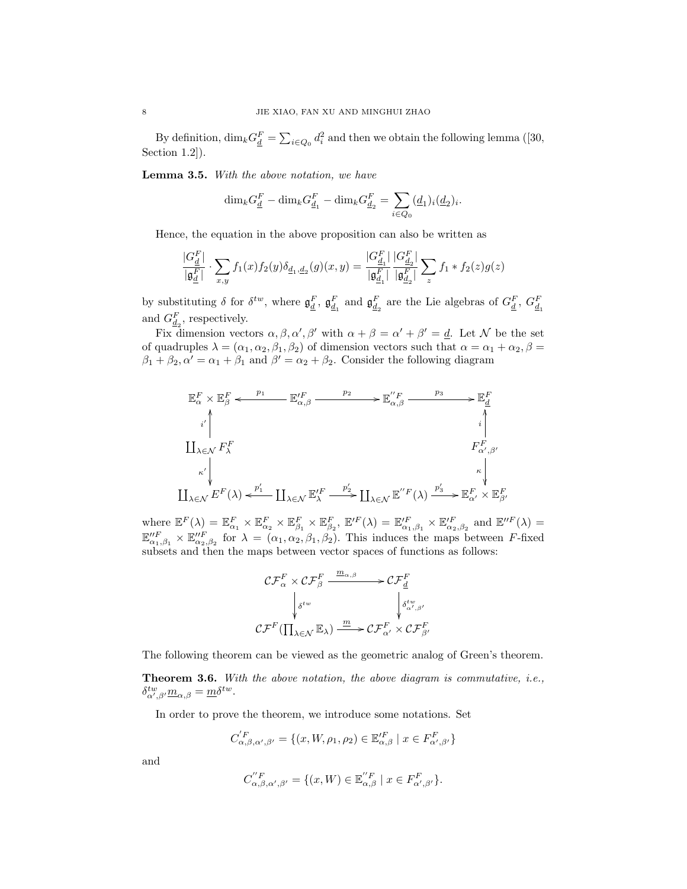By definition, $\dim_k G^F_{\underline{d}} = \sum_{i\in Q_0} d_i^2$ and then we obtain the following lemma ([30, Section 1.2]).

**Lemma 3.5.** *With the above notation, we have*

$$\dim_k G^F_{\underline{d}} - \dim_k G^F_{\underline{d}_1} - \dim_k G^F_{\underline{d}_2} = \sum_{i\in Q_0} (\underline{d}_1)_i (\underline{d}_2)_i.$$

Hence, the equation in the above proposition can also be written as

$$\frac{|G^F_{\underline{d}}|}{|\mathfrak{g}^F_{\underline{d}}|} \cdot \sum_{x,y} f_1(x) f_2(y) \delta_{\underline{d}_1,\underline{d}_2}(g)(x,y) = \frac{|G^F_{\underline{d}_1}|}{|\mathfrak{g}^F_{\underline{d}_1}|} \frac{|G^F_{\underline{d}_2}|}{|\mathfrak{g}^F_{\underline{d}_2}|} \sum_z f_1 * f_2(z) g(z)$$

by substituting $\delta$ for $\delta^{tw}$, where $\mathfrak{g}^F_{\underline{d}}$, $\mathfrak{g}^F_{\underline{d}_1}$ and $\mathfrak{g}^F_{\underline{d}_2}$ are the Lie algebras of $G^F_{\underline{d}}$, $G^F_{\underline{d}_1}$ and $G^F_{\underline{d}_2}$, respectively.

Fix dimension vectors $\alpha, \beta, \alpha', \beta'$ with $\alpha + \beta = \alpha' + \beta' = \underline{d}$. Let $\mathcal{N}$ be the set of quadruples $\lambda = (\alpha_1, \alpha_2, \beta_1, \beta_2)$ of dimension vectors such that $\alpha = \alpha_1 + \alpha_2, \beta = \beta_1 + \beta_2, \alpha' = \alpha_1 + \beta_1$ and $\beta' = \alpha_2 + \beta_2$. Consider the following diagram

$$\begin{array}{ccccccc}
\mathbb{E}^F_\alpha \times \mathbb{E}^F_\beta & \xleftarrow{p_1} & \mathbb{E}'^F_{\alpha,\beta} & \xrightarrow{p_2} & \mathbb{E}''^F_{\alpha,\beta} & \xrightarrow{p_3} & \mathbb{E}^F_{\underline{d}} \\
\uparrow{\scriptstyle i'} & & & & & & \uparrow{\scriptstyle i} \\
\coprod_{\lambda\in\mathcal{N}} F^F_\lambda & & & & & & F^F_{\alpha',\beta'} \\
\downarrow{\scriptstyle \kappa'} & & & & & & \downarrow{\scriptstyle \kappa} \\
\coprod_{\lambda\in\mathcal{N}} E^F(\lambda) & \xleftarrow{p'_1} & \coprod_{\lambda\in\mathcal{N}} \mathbb{E}'^F_\lambda & \xrightarrow{p'_2} & \coprod_{\lambda\in\mathcal{N}} \mathbb{E}''^F(\lambda) & \xrightarrow{p'_3} & \mathbb{E}^F_{\alpha'} \times \mathbb{E}^F_{\beta'}
\end{array}$$

where $\mathbb{E}^F(\lambda) = \mathbb{E}^F_{\alpha_1} \times \mathbb{E}^F_{\alpha_2} \times \mathbb{E}^F_{\beta_1} \times \mathbb{E}^F_{\beta_2}$, $\mathbb{E}'^F(\lambda) = \mathbb{E}'^F_{\alpha_1,\beta_1} \times \mathbb{E}'^F_{\alpha_2,\beta_2}$ and $\mathbb{E}''^F(\lambda) = \mathbb{E}''^F_{\alpha_1,\beta_1} \times \mathbb{E}''^F_{\alpha_2,\beta_2}$ for $\lambda = (\alpha_1, \alpha_2, \beta_1, \beta_2)$. This induces the maps between $F$-fixed subsets and then the maps between vector spaces of functions as follows:

$$\begin{array}{ccc}
\mathcal{CF}^F_\alpha \times \mathcal{CF}^F_\beta & \xrightarrow{\underline{m}_{\alpha,\beta}} & \mathcal{CF}^F_{\underline{d}} \\
\downarrow{\scriptstyle \delta^{tw}} & & \downarrow{\scriptstyle \delta^{tw}_{\alpha',\beta'}} \\
\mathcal{CF}^F(\prod_{\lambda\in\mathcal{N}} \mathbb{E}_\lambda) & \xrightarrow{\underline{m}} & \mathcal{CF}^F_{\alpha'} \times \mathcal{CF}^F_{\beta'}
\end{array}$$

The following theorem can be viewed as the geometric analog of Green's theorem.

**Theorem 3.6.** *With the above notation, the above diagram is commutative, i.e., $\delta^{tw}_{\alpha',\beta'} \underline{m}_{\alpha,\beta} = \underline{m}\delta^{tw}$.*

In order to prove the theorem, we introduce some notations. Set

$$C'^F_{\alpha,\beta,\alpha',\beta'} = \{(x, W, \rho_1, \rho_2) \in \mathbb{E}'^F_{\alpha,\beta} \mid x \in F^F_{\alpha',\beta'}\}$$

and

$$C''^F_{\alpha,\beta,\alpha',\beta'} = \{(x, W) \in \mathbb{E}''^F_{\alpha,\beta} \mid x \in F^F_{\alpha',\beta'}\}.$$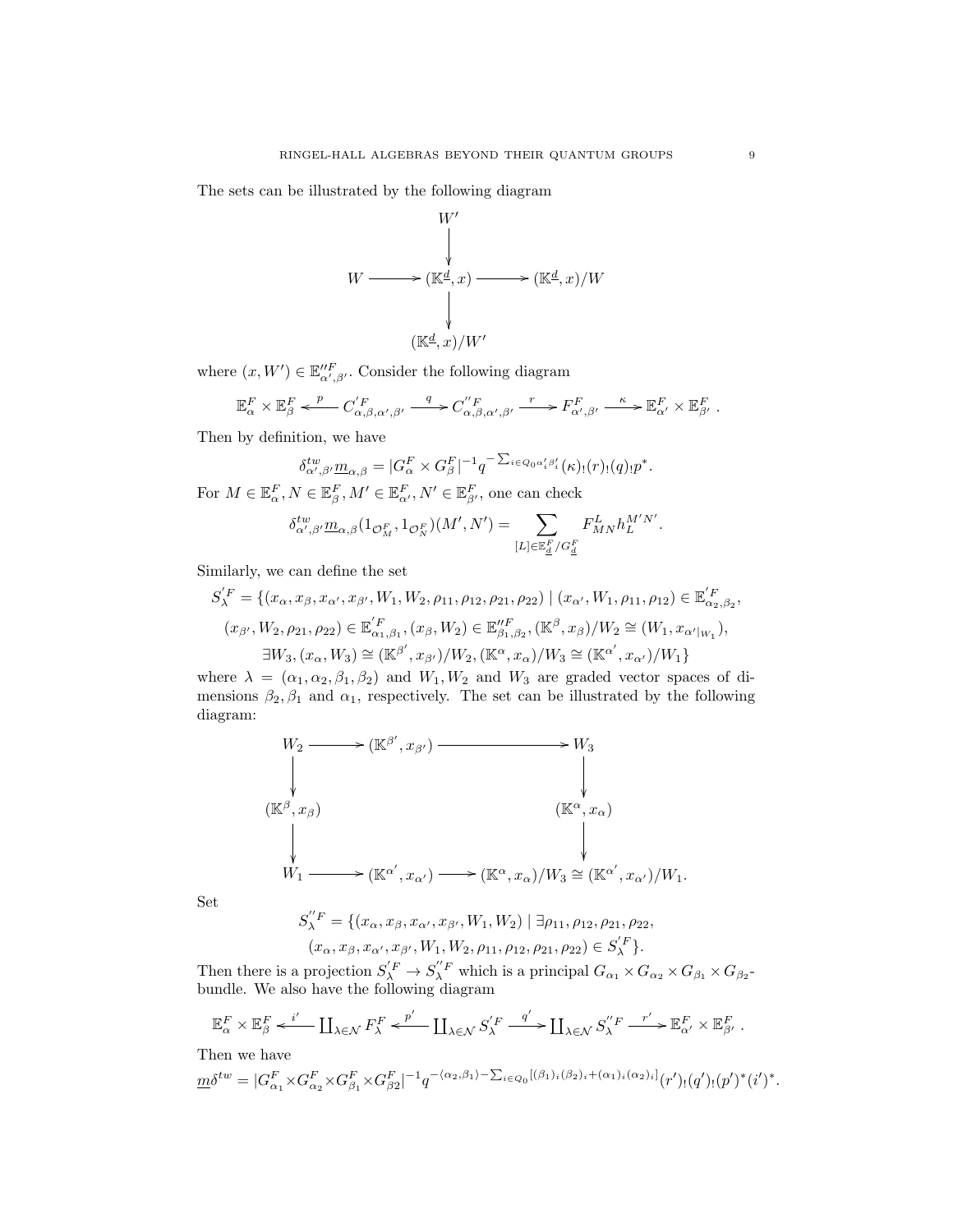The sets can be illustrated by the following diagram

$$\begin{array}{ccccc} & & W' & & \\ & & \downarrow & & \\ W & \longrightarrow & (\mathbb{K}^{\underline{d}}, x) & \longrightarrow & (\mathbb{K}^{\underline{d}}, x)/W \\ & & \downarrow & & \\ & & (\mathbb{K}^{\underline{d}}, x)/W' & & \end{array}$$

where $(x, W') \in \mathbb{E}''^{F}_{\alpha',\beta'}$. Consider the following diagram

$$\mathbb{E}^F_\alpha \times \mathbb{E}^F_\beta \xleftarrow{\ p\ } C'^F_{\alpha,\beta,\alpha',\beta'} \xrightarrow{\ q\ } C''^F_{\alpha,\beta,\alpha',\beta'} \xrightarrow{\ r\ } F^F_{\alpha',\beta'} \xrightarrow{\ \kappa\ } \mathbb{E}^F_{\alpha'} \times \mathbb{E}^F_{\beta'}\ .$$

Then by definition, we have

$$\delta^{tw}_{\alpha',\beta'}\underline{m}_{\alpha,\beta} = |G^F_\alpha \times G^F_\beta|^{-1} q^{-\sum_{i\in Q_0}\alpha'_i\beta'_i}(\kappa)_!(r)_!(q)_!p^*.$$

For $M \in \mathbb{E}^F_\alpha, N \in \mathbb{E}^F_\beta, M' \in \mathbb{E}^F_{\alpha'}, N' \in \mathbb{E}^F_{\beta'}$, one can check

$$\delta^{tw}_{\alpha',\beta'}\underline{m}_{\alpha,\beta}(1_{\mathcal{O}^F_M}, 1_{\mathcal{O}^F_N})(M', N') = \sum_{[L]\in \mathbb{E}^F_{\underline{d}}/G^F_{\underline{d}}} F^L_{MN} h^{M'N'}_L.$$

Similarly, we can define the set

$$\begin{aligned} S'^F_\lambda = \{&(x_\alpha, x_\beta, x_{\alpha'}, x_{\beta'}, W_1, W_2, \rho_{11}, \rho_{12}, \rho_{21}, \rho_{22}) \mid (x_{\alpha'}, W_1, \rho_{11}, \rho_{12}) \in \mathbb{E}'^F_{\alpha_2,\beta_2}, \\ &(x_{\beta'}, W_2, \rho_{21}, \rho_{22}) \in \mathbb{E}'^F_{\alpha_1,\beta_1}, (x_\beta, W_2) \in \mathbb{E}''^F_{\beta_1,\beta_2}, (\mathbb{K}^\beta, x_\beta)/W_2 \cong (W_1, x_{\alpha'|_{W_1}}), \\ &\exists W_3, (x_\alpha, W_3) \cong (\mathbb{K}^{\beta'}, x_{\beta'})/W_2, (\mathbb{K}^\alpha, x_\alpha)/W_3 \cong (\mathbb{K}^{\alpha'}, x_{\alpha'})/W_1\} \end{aligned}$$

where $\lambda = (\alpha_1, \alpha_2, \beta_1, \beta_2)$ and $W_1, W_2$ and $W_3$ are graded vector spaces of dimensions $\beta_2, \beta_1$ and $\alpha_1$, respectively. The set can be illustrated by the following diagram:

$$\begin{array}{ccccc} W_2 & \longrightarrow & (\mathbb{K}^{\beta'}, x_{\beta'}) & \longrightarrow & W_3 \\ \downarrow & & & & \downarrow \\ (\mathbb{K}^\beta, x_\beta) & & & & (\mathbb{K}^\alpha, x_\alpha) \\ \downarrow & & & & \downarrow \\ W_1 & \longrightarrow & (\mathbb{K}^{\alpha'}, x_{\alpha'}) & \longrightarrow & (\mathbb{K}^\alpha, x_\alpha)/W_3 \cong (\mathbb{K}^{\alpha'}, x_{\alpha'})/W_1. \end{array}$$

Set

$$\begin{aligned} S''^F_\lambda = \{&(x_\alpha, x_\beta, x_{\alpha'}, x_{\beta'}, W_1, W_2) \mid \exists \rho_{11}, \rho_{12}, \rho_{21}, \rho_{22}, \\ &(x_\alpha, x_\beta, x_{\alpha'}, x_{\beta'}, W_1, W_2, \rho_{11}, \rho_{12}, \rho_{21}, \rho_{22}) \in S'^F_\lambda\}. \end{aligned}$$

Then there is a projection $S'^F_\lambda \to S''^F_\lambda$ which is a principal $G_{\alpha_1} \times G_{\alpha_2} \times G_{\beta_1} \times G_{\beta_2}$-bundle. We also have the following diagram

$$\mathbb{E}^F_\alpha \times \mathbb{E}^F_\beta \xleftarrow{\ i'\ } \coprod_{\lambda\in\mathcal{N}} F^F_\lambda \xleftarrow{\ p'\ } \coprod_{\lambda\in\mathcal{N}} S'^F_\lambda \xrightarrow{\ q'\ } \coprod_{\lambda\in\mathcal{N}} S''^F_\lambda \xrightarrow{\ r'\ } \mathbb{E}^F_{\alpha'} \times \mathbb{E}^F_{\beta'}\ .$$

Then we have

$$\underline{m}\delta^{tw} = |G^F_{\alpha_1} \times G^F_{\alpha_2} \times G^F_{\beta_1} \times G^F_{\beta 2}|^{-1} q^{-\langle \alpha_2, \beta_1\rangle - \sum_{i\in Q_0}[(\beta_1)_i(\beta_2)_i + (\alpha_1)_i(\alpha_2)_i]}(r')_!(q')_!(p')^*(i')^*.$$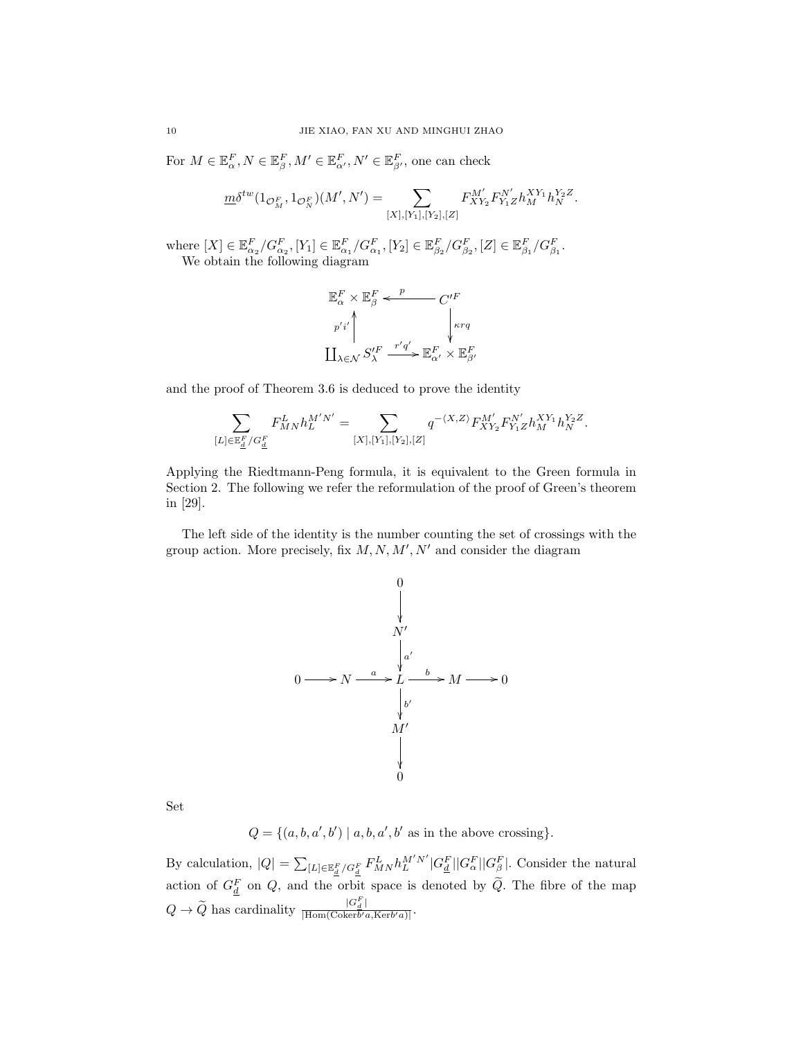For $M \in \mathbb{E}^F_\alpha, N \in \mathbb{E}^F_\beta, M' \in \mathbb{E}^F_{\alpha'}, N' \in \mathbb{E}^F_{\beta'}$, one can check

$$\underline{m}\delta^{tw}(1_{\mathcal{O}^F_M}, 1_{\mathcal{O}^F_N})(M', N') = \sum_{[X],[Y_1],[Y_2],[Z]} F^{M'}_{XY_2} F^{N'}_{Y_1 Z} h^{XY_1}_M h^{Y_2 Z}_N.$$

where $[X] \in \mathbb{E}^F_{\alpha_2}/G^F_{\alpha_2}, [Y_1] \in \mathbb{E}^F_{\alpha_1}/G^F_{\alpha_1}, [Y_2] \in \mathbb{E}^F_{\beta_2}/G^F_{\beta_2}, [Z] \in \mathbb{E}^F_{\beta_1}/G^F_{\beta_1}$.

We obtain the following diagram

$$\begin{array}{ccc} \mathbb{E}^F_\alpha \times \mathbb{E}^F_\beta & \xleftarrow{\ p\ } & C'^F \\ \Big\uparrow{\scriptstyle p'i'} & & \Big\downarrow{\scriptstyle \kappa r q} \\ \coprod_{\lambda \in \mathcal{N}} S'^F_\lambda & \xrightarrow{\ r'q'\ } & \mathbb{E}^F_{\alpha'} \times \mathbb{E}^F_{\beta'} \end{array}$$

and the proof of Theorem 3.6 is deduced to prove the identity

$$\sum_{[L] \in \mathbb{E}^F_{\underline{d}}/G^F_{\underline{d}}} F^L_{MN} h^{M'N'}_L = \sum_{[X],[Y_1],[Y_2],[Z]} q^{-\langle X, Z \rangle} F^{M'}_{XY_2} F^{N'}_{Y_1 Z} h^{XY_1}_M h^{Y_2 Z}_N.$$

Applying the Riedtmann-Peng formula, it is equivalent to the Green formula in Section 2. The following we refer the reformulation of the proof of Green's theorem in [29].

The left side of the identity is the number counting the set of crossings with the group action. More precisely, fix $M, N, M', N'$ and consider the diagram

$$\begin{array}{ccccccccc} & & & & 0 & & & & \\ & & & & \downarrow & & & & \\ & & & & N' & & & & \\ & & & & \downarrow{\scriptstyle a'} & & & & \\ 0 & \longrightarrow & N & \xrightarrow{\ a\ } & L & \xrightarrow{\ b\ } & M & \longrightarrow & 0 \\ & & & & \downarrow{\scriptstyle b'} & & & & \\ & & & & M' & & & & \\ & & & & \downarrow & & & & \\ & & & & 0 & & & & \end{array}$$

Set

$$Q = \{(a, b, a', b') \mid a, b, a', b' \text{ as in the above crossing}\}.$$

By calculation, $|Q| = \sum_{[L] \in \mathbb{E}^F_{\underline{d}}/G^F_{\underline{d}}} F^L_{MN} h^{M'N'}_L |G^F_{\underline{d}}||G^F_\alpha||G^F_\beta|$. Consider the natural action of $G^F_{\underline{d}}$ on $Q$, and the orbit space is denoted by $\widetilde{Q}$. The fibre of the map $Q \to \widetilde{Q}$ has cardinality $\frac{|G^F_{\underline{d}}|}{|\mathrm{Hom}(\mathrm{Coker} b'a, \mathrm{Ker} b'a)|}$.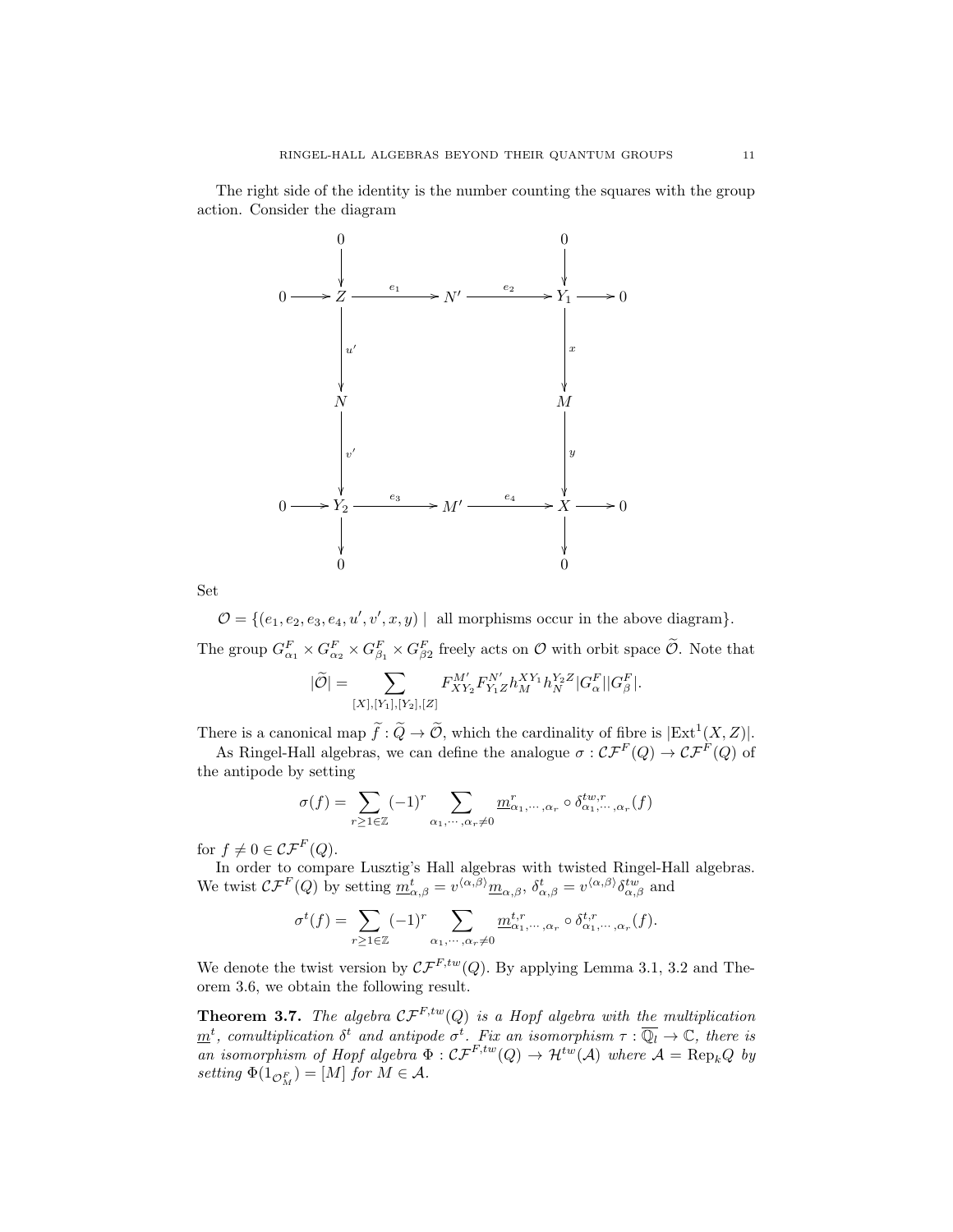The right side of the identity is the number counting the squares with the group action. Consider the diagram

$$
\begin{array}{ccccccccc}
 & & 0 & & & & 0 & & \\
 & & \downarrow & & & & \downarrow & & \\
0 & \longrightarrow & Z & \xrightarrow{e_1} & N' & \xrightarrow{e_2} & Y_1 & \longrightarrow & 0 \\
 & & \downarrow{\scriptstyle u'} & & & & \downarrow{\scriptstyle x} & & \\
 & & N & & & & M & & \\
 & & \downarrow{\scriptstyle v'} & & & & \downarrow{\scriptstyle y} & & \\
0 & \longrightarrow & Y_2 & \xrightarrow{e_3} & M' & \xrightarrow{e_4} & X & \longrightarrow & 0 \\
 & & \downarrow & & & & \downarrow & & \\
 & & 0 & & & & 0 & &
\end{array}
$$

Set

$$\mathcal{O} = \{(e_1, e_2, e_3, e_4, u', v', x, y) \mid \text{ all morphisms occur in the above diagram}\}.$$

The group $G^F_{\alpha_1} \times G^F_{\alpha_2} \times G^F_{\beta_1} \times G^F_{\beta 2}$ freely acts on $\mathcal{O}$ with orbit space $\widetilde{\mathcal{O}}$. Note that

$$|\widetilde{\mathcal{O}}| = \sum_{[X],[Y_1],[Y_2],[Z]} F^{M'}_{XY_2} F^{N'}_{Y_1 Z} h^{XY_1}_{M} h^{Y_2 Z}_{N} |G^F_{\alpha}||G^F_{\beta}|.$$

There is a canonical map $\widetilde{f} : \widetilde{Q} \to \widetilde{\mathcal{O}}$, which the cardinality of fibre is $|\mathrm{Ext}^1(X, Z)|$.

As Ringel-Hall algebras, we can define the analogue $\sigma : \mathcal{CF}^F(Q) \to \mathcal{CF}^F(Q)$ of the antipode by setting

$$\sigma(f) = \sum_{r \geq 1 \in \mathbb{Z}} (-1)^r \sum_{\alpha_1, \cdots, \alpha_r \neq 0} \underline{m}^r_{\alpha_1, \cdots, \alpha_r} \circ \delta^{tw, r}_{\alpha_1, \cdots, \alpha_r}(f)$$

for $f \neq 0 \in \mathcal{CF}^F(Q)$.

In order to compare Lusztig's Hall algebras with twisted Ringel-Hall algebras. We twist $\mathcal{CF}^F(Q)$ by setting $\underline{m}^t_{\alpha,\beta} = v^{\langle \alpha, \beta \rangle} \underline{m}_{\alpha,\beta}$, $\delta^t_{\alpha,\beta} = v^{\langle \alpha, \beta \rangle} \delta^{tw}_{\alpha,\beta}$ and

$$\sigma^t(f) = \sum_{r \geq 1 \in \mathbb{Z}} (-1)^r \sum_{\alpha_1, \cdots, \alpha_r \neq 0} \underline{m}^{t,r}_{\alpha_1, \cdots, \alpha_r} \circ \delta^{t,r}_{\alpha_1, \cdots, \alpha_r}(f).$$

We denote the twist version by $\mathcal{CF}^{F,tw}(Q)$. By applying Lemma 3.1, 3.2 and Theorem 3.6, we obtain the following result.

**Theorem 3.7.** *The algebra $\mathcal{CF}^{F,tw}(Q)$ is a Hopf algebra with the multiplication $\underline{m}^t$, comultiplication $\delta^t$ and antipode $\sigma^t$. Fix an isomorphism $\tau : \overline{\mathbb{Q}_l} \to \mathbb{C}$, there is an isomorphism of Hopf algebra $\Phi : \mathcal{CF}^{F,tw}(Q) \to \mathcal{H}^{tw}(\mathcal{A})$ where $\mathcal{A} = \mathrm{Rep}_k Q$ by setting $\Phi(1_{\mathcal{O}^F_M}) = [M]$ for $M \in \mathcal{A}$.*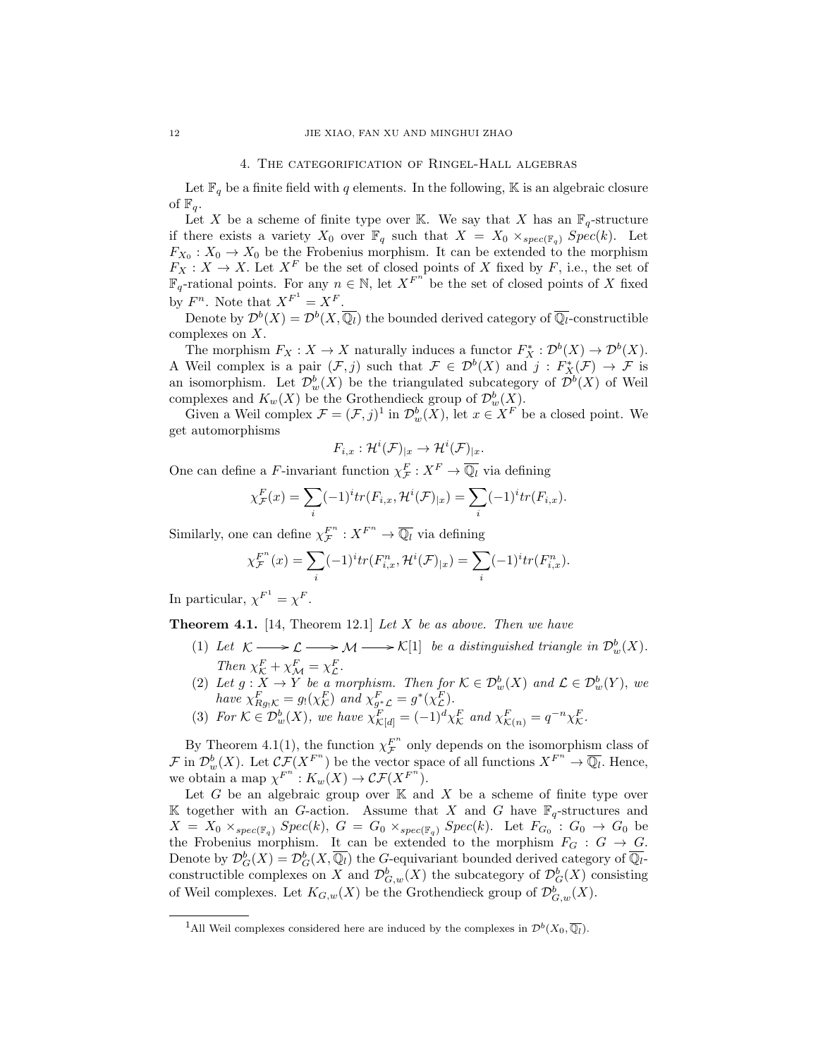## 4. The categorification of Ringel-Hall algebras

Let $\mathbb{F}_q$ be a finite field with $q$ elements. In the following, $\mathbb{K}$ is an algebraic closure of $\mathbb{F}_q$.

Let $X$ be a scheme of finite type over $\mathbb{K}$. We say that $X$ has an $\mathbb{F}_q$-structure if there exists a variety $X_0$ over $\mathbb{F}_q$ such that $X = X_0 \times_{spec(\mathbb{F}_q)} Spec(k)$. Let $F_{X_0} : X_0 \to X_0$ be the Frobenius morphism. It can be extended to the morphism $F_X : X \to X$. Let $X^F$ be the set of closed points of $X$ fixed by $F$, i.e., the set of $\mathbb{F}_q$-rational points. For any $n \in \mathbb{N}$, let $X^{F^n}$ be the set of closed points of $X$ fixed by $F^n$. Note that $X^{F^1} = X^F$.

Denote by $\mathcal{D}^b(X) = \mathcal{D}^b(X, \overline{\mathbb{Q}_l})$ the bounded derived category of $\overline{\mathbb{Q}_l}$-constructible complexes on $X$.

The morphism $F_X : X \to X$ naturally induces a functor $F_X^* : \mathcal{D}^b(X) \to \mathcal{D}^b(X)$. A Weil complex is a pair $(\mathcal{F}, j)$ such that $\mathcal{F} \in \mathcal{D}^b(X)$ and $j : F_X^*(\mathcal{F}) \to \mathcal{F}$ is an isomorphism. Let $\mathcal{D}^b_w(X)$ be the triangulated subcategory of $\mathcal{D}^b(X)$ of Weil complexes and $K_w(X)$ be the Grothendieck group of $\mathcal{D}^b_w(X)$.

Given a Weil complex $\mathcal{F} = (\mathcal{F}, j)$[1] in $\mathcal{D}^b_w(X)$, let $x \in X^F$ be a closed point. We get automorphisms

$$F_{i,x} : \mathcal{H}^i(\mathcal{F})_{|x} \to \mathcal{H}^i(\mathcal{F})_{|x}.$$

One can define a $F$-invariant function $\chi^F_{\mathcal{F}} : X^F \to \overline{\mathbb{Q}_l}$ via defining

$$\chi^F_{\mathcal{F}}(x) = \sum_i (-1)^i tr(F_{i,x}, \mathcal{H}^i(\mathcal{F})_{|x}) = \sum_i (-1)^i tr(F_{i,x}).$$

Similarly, one can define $\chi^{F^n}_{\mathcal{F}} : X^{F^n} \to \overline{\mathbb{Q}_l}$ via defining

$$\chi^{F^n}_{\mathcal{F}}(x) = \sum_i (-1)^i tr(F^n_{i,x}, \mathcal{H}^i(\mathcal{F})_{|x}) = \sum_i (-1)^i tr(F^n_{i,x}).$$

In particular, $\chi^{F^1} = \chi^F$.

**Theorem 4.1.** [14, Theorem 12.1] *Let $X$ be as above. Then we have*

1. *Let $\mathcal{K} \longrightarrow \mathcal{L} \longrightarrow \mathcal{M} \longrightarrow \mathcal{K}[1]$ be a distinguished triangle in $\mathcal{D}^b_w(X)$. Then $\chi^F_{\mathcal{K}} + \chi^F_{\mathcal{M}} = \chi^F_{\mathcal{L}}$.*
2. *Let $g : X \to Y$ be a morphism. Then for $\mathcal{K} \in \mathcal{D}^b_w(X)$ and $\mathcal{L} \in \mathcal{D}^b_w(Y)$, we have $\chi^F_{Rg_!\mathcal{K}} = g_!(\chi^F_{\mathcal{K}})$ and $\chi^F_{g^*\mathcal{L}} = g^*(\chi^F_{\mathcal{L}})$.*
3. *For $\mathcal{K} \in \mathcal{D}^b_w(X)$, we have $\chi^F_{\mathcal{K}[d]} = (-1)^d \chi^F_{\mathcal{K}}$ and $\chi^F_{\mathcal{K}(n)} = q^{-n}\chi^F_{\mathcal{K}}$.*

By Theorem 4.1(1), the function $\chi^{F^n}_{\mathcal{F}}$ only depends on the isomorphism class of $\mathcal{F}$ in $\mathcal{D}^b_w(X)$. Let $\mathcal{CF}(X^{F^n})$ be the vector space of all functions $X^{F^n} \to \overline{\mathbb{Q}_l}$. Hence, we obtain a map $\chi^{F^n} : K_w(X) \to \mathcal{CF}(X^{F^n})$.

Let $G$ be an algebraic group over $\mathbb{K}$ and $X$ be a scheme of finite type over $\mathbb{K}$ together with an $G$-action. Assume that $X$ and $G$ have $\mathbb{F}_q$-structures and $X = X_0 \times_{spec(\mathbb{F}_q)} Spec(k)$, $G = G_0 \times_{spec(\mathbb{F}_q)} Spec(k)$. Let $F_{G_0} : G_0 \to G_0$ be the Frobenius morphism. It can be extended to the morphism $F_G : G \to G$. Denote by $\mathcal{D}^b_G(X) = \mathcal{D}^b_G(X, \overline{\mathbb{Q}_l})$ the $G$-equivariant bounded derived category of $\overline{\mathbb{Q}_l}$-constructible complexes on $X$ and $\mathcal{D}^b_{G,w}(X)$ the subcategory of $\mathcal{D}^b_G(X)$ consisting of Weil complexes. Let $K_{G,w}(X)$ be the Grothendieck group of $\mathcal{D}^b_{G,w}(X)$.

[1] All Weil complexes considered here are induced by the complexes in $\mathcal{D}^b(X_0, \overline{\mathbb{Q}_l})$.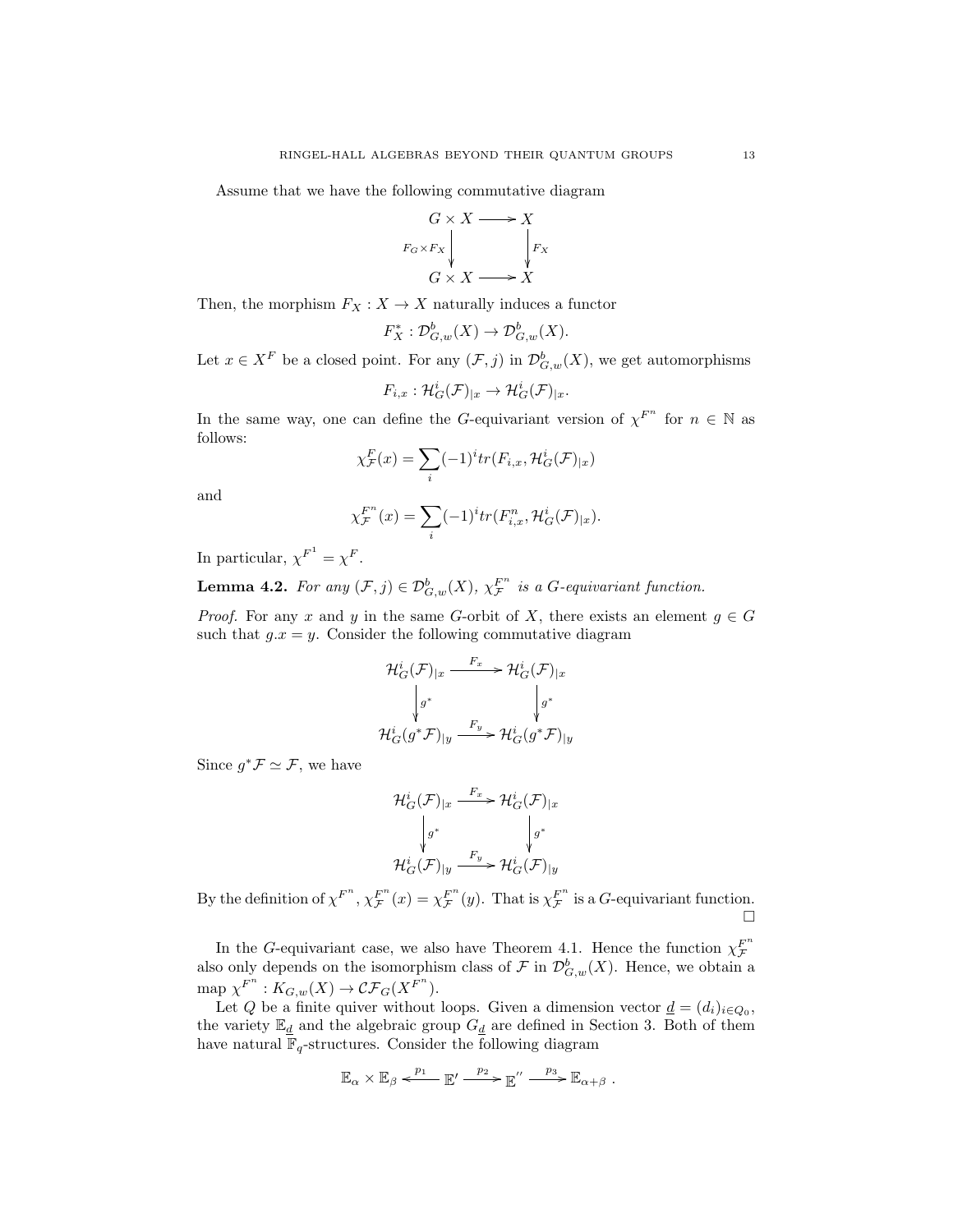Assume that we have the following commutative diagram

$$
\begin{array}{ccc}
G \times X & \longrightarrow & X \\
{\scriptstyle F_G \times F_X} \downarrow & & \downarrow {\scriptstyle F_X} \\
G \times X & \longrightarrow & X
\end{array}
$$

Then, the morphism $F_X : X \to X$ naturally induces a functor

$$F_X^* : \mathcal{D}^b_{G,w}(X) \to \mathcal{D}^b_{G,w}(X).$$

Let $x \in X^F$ be a closed point. For any $(\mathcal{F}, j)$ in $\mathcal{D}^b_{G,w}(X)$, we get automorphisms

$$F_{i,x} : \mathcal{H}^i_G(\mathcal{F})_{|x} \to \mathcal{H}^i_G(\mathcal{F})_{|x}.$$

In the same way, one can define the $G$-equivariant version of $\chi^{F^n}$ for $n \in \mathbb{N}$ as follows:

$$\chi^F_{\mathcal{F}}(x) = \sum_i (-1)^i tr(F_{i,x}, \mathcal{H}^i_G(\mathcal{F})_{|x})$$

and

$$\chi^{F^n}_{\mathcal{F}}(x) = \sum_i (-1)^i tr(F^n_{i,x}, \mathcal{H}^i_G(\mathcal{F})_{|x}).$$

In particular, $\chi^{F^1} = \chi^F$.

**Lemma 4.2.** *For any $(\mathcal{F}, j) \in \mathcal{D}^b_{G,w}(X)$, $\chi^{F^n}_{\mathcal{F}}$ is a $G$-equivariant function.*

*Proof.* For any $x$ and $y$ in the same $G$-orbit of $X$, there exists an element $g \in G$ such that $g.x = y$. Consider the following commutative diagram

$$
\begin{array}{ccc}
\mathcal{H}^i_G(\mathcal{F})_{|x} & \xrightarrow{F_x} & \mathcal{H}^i_G(\mathcal{F})_{|x} \\
\downarrow {\scriptstyle g^*} & & \downarrow {\scriptstyle g^*} \\
\mathcal{H}^i_G(g^*\mathcal{F})_{|y} & \xrightarrow{F_y} & \mathcal{H}^i_G(g^*\mathcal{F})_{|y}
\end{array}
$$

Since $g^*\mathcal{F} \simeq \mathcal{F}$, we have

$$
\begin{array}{ccc}
\mathcal{H}^i_G(\mathcal{F})_{|x} & \xrightarrow{F_x} & \mathcal{H}^i_G(\mathcal{F})_{|x} \\
\downarrow {\scriptstyle g^*} & & \downarrow {\scriptstyle g^*} \\
\mathcal{H}^i_G(\mathcal{F})_{|y} & \xrightarrow{F_y} & \mathcal{H}^i_G(\mathcal{F})_{|y}
\end{array}
$$

By the definition of $\chi^{F^n}$, $\chi^{F^n}_{\mathcal{F}}(x) = \chi^{F^n}_{\mathcal{F}}(y)$. That is $\chi^{F^n}_{\mathcal{F}}$ is a $G$-equivariant function. ∎

In the $G$-equivariant case, we also have Theorem 4.1. Hence the function $\chi^{F^n}_{\mathcal{F}}$ also only depends on the isomorphism class of $\mathcal{F}$ in $\mathcal{D}^b_{G,w}(X)$. Hence, we obtain a map $\chi^{F^n} : K_{G,w}(X) \to \mathcal{CF}_G(X^{F^n})$.

Let $Q$ be a finite quiver without loops. Given a dimension vector $\underline{d} = (d_i)_{i \in Q_0}$, the variety $\mathbb{E}_{\underline{d}}$ and the algebraic group $G_{\underline{d}}$ are defined in Section 3. Both of them have natural $\mathbb{F}_q$-structures. Consider the following diagram

$$\mathbb{E}_\alpha \times \mathbb{E}_\beta \xleftarrow{p_1} \mathbb{E}' \xrightarrow{p_2} \mathbb{E}'' \xrightarrow{p_3} \mathbb{E}_{\alpha+\beta}\ .$$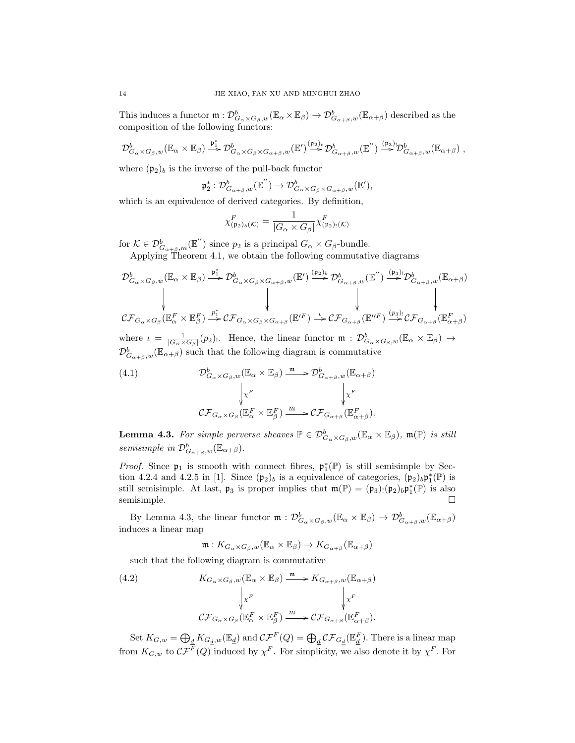This induces a functor $\mathfrak{m} : \mathcal{D}^b_{G_\alpha \times G_\beta, w}(\mathbb{E}_\alpha \times \mathbb{E}_\beta) \to \mathcal{D}^b_{G_{\alpha+\beta}, w}(\mathbb{E}_{\alpha+\beta})$ described as the composition of the following functors:

$$\mathcal{D}^b_{G_\alpha \times G_\beta, w}(\mathbb{E}_\alpha \times \mathbb{E}_\beta) \xrightarrow{\mathfrak{p}_1^*} \mathcal{D}^b_{G_\alpha \times G_\beta \times G_{\alpha+\beta}, w}(\mathbb{E}') \xrightarrow{(\mathfrak{p}_2)_b} \mathcal{D}^b_{G_{\alpha+\beta}, w}(\mathbb{E}'') \xrightarrow{(\mathfrak{p}_3)_!} \mathcal{D}^b_{G_{\alpha+\beta}, w}(\mathbb{E}_{\alpha+\beta}) \ ,$$

where $(\mathfrak{p}_2)_b$ is the inverse of the pull-back functor

$$\mathfrak{p}_2^* : \mathcal{D}^b_{G_{\alpha+\beta}, w}(\mathbb{E}'') \to \mathcal{D}^b_{G_\alpha \times G_\beta \times G_{\alpha+\beta}, w}(\mathbb{E}'),$$

which is an equivalence of derived categories. By definition,

$$\chi^F_{(\mathfrak{p}_2)_b(\mathcal{K})} = \frac{1}{|G_\alpha \times G_\beta|} \chi^F_{(\mathfrak{p}_2)_!(\mathcal{K})}$$

for $\mathcal{K} \in \mathcal{D}^b_{G_{\alpha+\beta}, m}(\mathbb{E}'')$ since $p_2$ is a principal $G_\alpha \times G_\beta$-bundle.

Applying Theorem 4.1, we obtain the following commutative diagrams

$$\begin{array}{ccccccc}
\mathcal{D}^b_{G_\alpha \times G_\beta, w}(\mathbb{E}_\alpha \times \mathbb{E}_\beta) & \xrightarrow{\mathfrak{p}_1^*} & \mathcal{D}^b_{G_\alpha \times G_\beta \times G_{\alpha+\beta}, w}(\mathbb{E}') & \xrightarrow{(\mathfrak{p}_2)_b} & \mathcal{D}^b_{G_{\alpha+\beta}, w}(\mathbb{E}'') & \xrightarrow{(\mathfrak{p}_3)_!} & \mathcal{D}^b_{G_{\alpha+\beta}, w}(\mathbb{E}_{\alpha+\beta}) \\
\downarrow & & \downarrow & & \downarrow & & \downarrow \\
\mathcal{CF}_{G_\alpha \times G_\beta}(\mathbb{E}^F_\alpha \times \mathbb{E}^F_\beta) & \xrightarrow{p_1^*} & \mathcal{CF}_{G_\alpha \times G_\beta \times G_{\alpha+\beta}}(\mathbb{E}'^F) & \xrightarrow{\iota} & \mathcal{CF}_{G_{\alpha+\beta}}(\mathbb{E}''^F) & \xrightarrow{(p_3)_!} & \mathcal{CF}_{G_{\alpha+\beta}}(\mathbb{E}^F_{\alpha+\beta})
\end{array}$$

where $\iota = \frac{1}{|G_\alpha \times G_\beta|}(p_2)_!$. Hence, the linear functor $\mathfrak{m} : \mathcal{D}^b_{G_\alpha \times G_\beta, w}(\mathbb{E}_\alpha \times \mathbb{E}_\beta) \to \mathcal{D}^b_{G_{\alpha+\beta}, w}(\mathbb{E}_{\alpha+\beta})$ such that the following diagram is commutative

$$(4.1) \qquad \begin{array}{ccc}
\mathcal{D}^b_{G_\alpha \times G_\beta, w}(\mathbb{E}_\alpha \times \mathbb{E}_\beta) & \xrightarrow{\mathfrak{m}} & \mathcal{D}^b_{G_{\alpha+\beta}, w}(\mathbb{E}_{\alpha+\beta}) \\
\downarrow{\chi^F} & & \downarrow{\chi^F} \\
\mathcal{CF}_{G_\alpha \times G_\beta}(\mathbb{E}^F_\alpha \times \mathbb{E}^F_\beta) & \xrightarrow{m} & \mathcal{CF}_{G_{\alpha+\beta}}(\mathbb{E}^F_{\alpha+\beta}).
\end{array}$$

**Lemma 4.3.** *For simple perverse sheaves $\mathbb{P} \in \mathcal{D}^b_{G_\alpha \times G_\beta, w}(\mathbb{E}_\alpha \times \mathbb{E}_\beta)$, $\mathfrak{m}(\mathbb{P})$ is still semisimple in $\mathcal{D}^b_{G_{\alpha+\beta}, w}(\mathbb{E}_{\alpha+\beta})$.*

*Proof.* Since $\mathfrak{p}_1$ is smooth with connect fibres, $\mathfrak{p}_1^*(\mathbb{P})$ is still semisimple by Section 4.2.4 and 4.2.5 in [1]. Since $(\mathfrak{p}_2)_b$ is a equivalence of categories, $(\mathfrak{p}_2)_b \mathfrak{p}_1^*(\mathbb{P})$ is still semisimple. At last, $\mathfrak{p}_3$ is proper implies that $\mathfrak{m}(\mathbb{P}) = (\mathfrak{p}_3)_!(\mathfrak{p}_2)_b \mathfrak{p}_1^*(\mathbb{P})$ is also semisimple. $\square$

By Lemma 4.3, the linear functor $\mathfrak{m} : \mathcal{D}^b_{G_\alpha \times G_\beta, w}(\mathbb{E}_\alpha \times \mathbb{E}_\beta) \to \mathcal{D}^b_{G_{\alpha+\beta}, w}(\mathbb{E}_{\alpha+\beta})$ induces a linear map

$$\mathfrak{m} : K_{G_\alpha \times G_\beta, w}(\mathbb{E}_\alpha \times \mathbb{E}_\beta) \to K_{G_{\alpha+\beta}}(\mathbb{E}_{\alpha+\beta})$$

such that the following diagram is commutative

$$(4.2) \qquad \begin{array}{ccc}
K_{G_\alpha \times G_\beta, w}(\mathbb{E}_\alpha \times \mathbb{E}_\beta) & \xrightarrow{\mathfrak{m}} & K_{G_{\alpha+\beta}, w}(\mathbb{E}_{\alpha+\beta}) \\
\downarrow{\chi^F} & & \downarrow{\chi^F} \\
\mathcal{CF}_{G_\alpha \times G_\beta}(\mathbb{E}^F_\alpha \times \mathbb{E}^F_\beta) & \xrightarrow{m} & \mathcal{CF}_{G_{\alpha+\beta}}(\mathbb{E}^F_{\alpha+\beta}).
\end{array}$$

Set $K_{G,w} = \bigoplus_{\underline{d}} K_{G_{\underline{d}}, w}(\mathbb{E}_{\underline{d}})$ and $\mathcal{CF}^F(Q) = \bigoplus_{\underline{d}} \mathcal{CF}_{G_{\underline{d}}}(\mathbb{E}^F_{\underline{d}})$. There is a linear map from $K_{G,w}$ to $\mathcal{CF}^F(Q)$ induced by $\chi^F$. For simplicity, we also denote it by $\chi^F$. For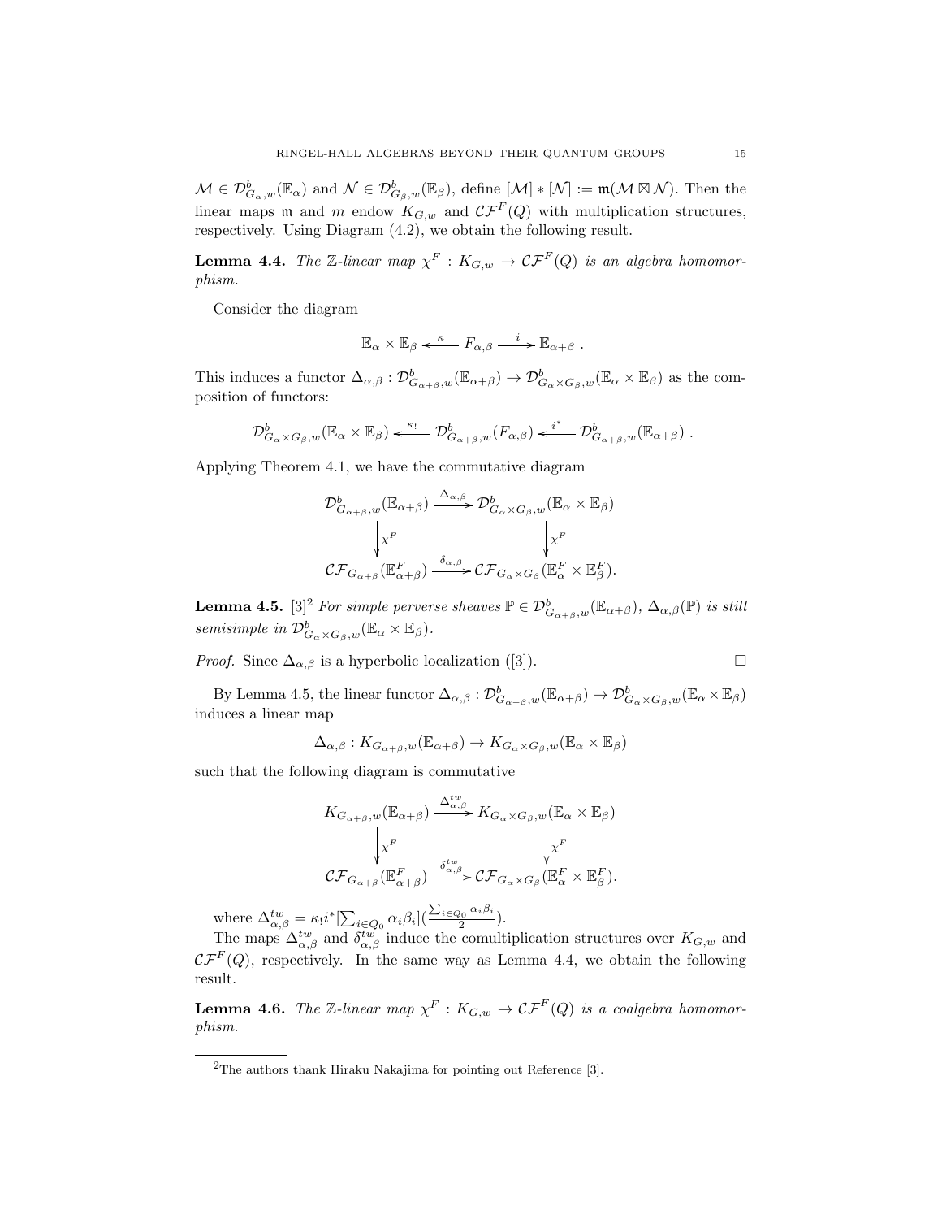$\mathcal{M} \in \mathcal{D}^b_{G_\alpha,w}(\mathbb{E}_\alpha)$ and $\mathcal{N} \in \mathcal{D}^b_{G_\beta,w}(\mathbb{E}_\beta)$, define $[\mathcal{M}] * [\mathcal{N}] := \mathfrak{m}(\mathcal{M} \boxtimes \mathcal{N})$. Then the linear maps $\mathfrak{m}$ and $\underline{m}$ endow $K_{G,w}$ and $\mathcal{CF}^F(Q)$ with multiplication structures, respectively. Using Diagram (4.2), we obtain the following result.

**Lemma 4.4.** *The $\mathbb{Z}$-linear map $\chi^F : K_{G,w} \to \mathcal{CF}^F(Q)$ is an algebra homomorphism.*

Consider the diagram

$$\mathbb{E}_\alpha \times \mathbb{E}_\beta \xleftarrow{\ \kappa\ } F_{\alpha,\beta} \xrightarrow{\ i\ } \mathbb{E}_{\alpha+\beta} \ .$$

This induces a functor $\Delta_{\alpha,\beta} : \mathcal{D}^b_{G_{\alpha+\beta},w}(\mathbb{E}_{\alpha+\beta}) \to \mathcal{D}^b_{G_\alpha \times G_\beta,w}(\mathbb{E}_\alpha \times \mathbb{E}_\beta)$ as the composition of functors:

$$\mathcal{D}^b_{G_\alpha \times G_\beta,w}(\mathbb{E}_\alpha \times \mathbb{E}_\beta) \xleftarrow{\ \kappa_!\ } \mathcal{D}^b_{G_{\alpha+\beta},w}(F_{\alpha,\beta}) \xleftarrow{\ i^*\ } \mathcal{D}^b_{G_{\alpha+\beta},w}(\mathbb{E}_{\alpha+\beta}) \ .$$

Applying Theorem 4.1, we have the commutative diagram

$$\begin{array}{ccc}
\mathcal{D}^b_{G_{\alpha+\beta},w}(\mathbb{E}_{\alpha+\beta}) & \xrightarrow{\ \Delta_{\alpha,\beta}\ } & \mathcal{D}^b_{G_\alpha \times G_\beta,w}(\mathbb{E}_\alpha \times \mathbb{E}_\beta) \\
\Big\downarrow \chi^F & & \Big\downarrow \chi^F \\
\mathcal{CF}_{G_{\alpha+\beta}}(\mathbb{E}^F_{\alpha+\beta}) & \xrightarrow{\ \delta_{\alpha,\beta}\ } & \mathcal{CF}_{G_\alpha \times G_\beta}(\mathbb{E}^F_\alpha \times \mathbb{E}^F_\beta).
\end{array}$$

**Lemma 4.5.** [3][2] *For simple perverse sheaves $\mathbb{P} \in \mathcal{D}^b_{G_{\alpha+\beta},w}(\mathbb{E}_{\alpha+\beta})$, $\Delta_{\alpha,\beta}(\mathbb{P})$ is still semisimple in $\mathcal{D}^b_{G_\alpha \times G_\beta,w}(\mathbb{E}_\alpha \times \mathbb{E}_\beta)$.*

*Proof.* Since $\Delta_{\alpha,\beta}$ is a hyperbolic localization ([3]). □

By Lemma 4.5, the linear functor $\Delta_{\alpha,\beta} : \mathcal{D}^b_{G_{\alpha+\beta},w}(\mathbb{E}_{\alpha+\beta}) \to \mathcal{D}^b_{G_\alpha \times G_\beta,w}(\mathbb{E}_\alpha \times \mathbb{E}_\beta)$ induces a linear map

$$\Delta_{\alpha,\beta} : K_{G_{\alpha+\beta},w}(\mathbb{E}_{\alpha+\beta}) \to K_{G_\alpha \times G_\beta,w}(\mathbb{E}_\alpha \times \mathbb{E}_\beta)$$

such that the following diagram is commutative

$$\begin{array}{ccc}
K_{G_{\alpha+\beta},w}(\mathbb{E}_{\alpha+\beta}) & \xrightarrow{\ \Delta^{tw}_{\alpha,\beta}\ } & K_{G_\alpha \times G_\beta,w}(\mathbb{E}_\alpha \times \mathbb{E}_\beta) \\
\Big\downarrow \chi^F & & \Big\downarrow \chi^F \\
\mathcal{CF}_{G_{\alpha+\beta}}(\mathbb{E}^F_{\alpha+\beta}) & \xrightarrow{\ \delta^{tw}_{\alpha,\beta}\ } & \mathcal{CF}_{G_\alpha \times G_\beta}(\mathbb{E}^F_\alpha \times \mathbb{E}^F_\beta).
\end{array}$$

where $\Delta^{tw}_{\alpha,\beta} = \kappa_! i^* [\sum_{i \in Q_0} \alpha_i \beta_i](\frac{\sum_{i \in Q_0} \alpha_i \beta_i}{2})$.

The maps $\Delta^{tw}_{\alpha,\beta}$ and $\delta^{tw}_{\alpha,\beta}$ induce the comultiplication structures over $K_{G,w}$ and $\mathcal{CF}^F(Q)$, respectively. In the same way as Lemma 4.4, we obtain the following result.

**Lemma 4.6.** *The $\mathbb{Z}$-linear map $\chi^F : K_{G,w} \to \mathcal{CF}^F(Q)$ is a coalgebra homomorphism.*

---

[2] The authors thank Hiraku Nakajima for pointing out Reference [3].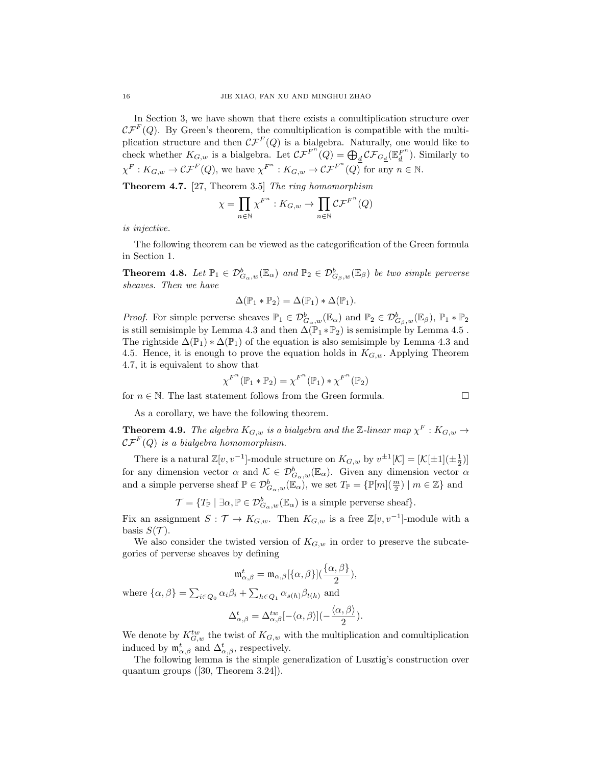In Section 3, we have shown that there exists a comultiplication structure over $\mathcal{CF}^F(Q)$. By Green's theorem, the comultiplication is compatible with the multiplication structure and then $\mathcal{CF}^F(Q)$ is a bialgebra. Naturally, one would like to check whether $K_{G,w}$ is a bialgebra. Let $\mathcal{CF}^{F^n}(Q) = \bigoplus_{\underline{d}} \mathcal{CF}_{G_{\underline{d}}}(\mathbb{E}_{\underline{d}}^{F^n})$. Similarly to $\chi^F : K_{G,w} \to \mathcal{CF}^F(Q)$, we have $\chi^{F^n} : K_{G,w} \to \mathcal{CF}^{F^n}(Q)$ for any $n \in \mathbb{N}$.

**Theorem 4.7.** [27, Theorem 3.5] *The ring homomorphism*

$$\chi = \prod_{n\in\mathbb{N}} \chi^{F^n} : K_{G,w} \to \prod_{n\in\mathbb{N}} \mathcal{CF}^{F^n}(Q)$$

*is injective.*

The following theorem can be viewed as the categorification of the Green formula in Section 1.

**Theorem 4.8.** *Let $\mathbb{P}_1 \in \mathcal{D}^b_{G_\alpha,w}(\mathbb{E}_\alpha)$ and $\mathbb{P}_2 \in \mathcal{D}^b_{G_\beta,w}(\mathbb{E}_\beta)$ be two simple perverse sheaves. Then we have*

$$\Delta(\mathbb{P}_1 * \mathbb{P}_2) = \Delta(\mathbb{P}_1) * \Delta(\mathbb{P}_1).$$

*Proof.* For simple perverse sheaves $\mathbb{P}_1 \in \mathcal{D}^b_{G_\alpha,w}(\mathbb{E}_\alpha)$ and $\mathbb{P}_2 \in \mathcal{D}^b_{G_\beta,w}(\mathbb{E}_\beta)$, $\mathbb{P}_1 * \mathbb{P}_2$ is still semisimple by Lemma 4.3 and then $\Delta(\mathbb{P}_1 * \mathbb{P}_2)$ is semisimple by Lemma 4.5 . The rightside $\Delta(\mathbb{P}_1) * \Delta(\mathbb{P}_1)$ of the equation is also semisimple by Lemma 4.3 and 4.5. Hence, it is enough to prove the equation holds in $K_{G,w}$. Applying Theorem 4.7, it is equivalent to show that

$$\chi^{F^n}(\mathbb{P}_1 * \mathbb{P}_2) = \chi^{F^n}(\mathbb{P}_1) * \chi^{F^n}(\mathbb{P}_2)$$

for $n \in \mathbb{N}$. The last statement follows from the Green formula. □

As a corollary, we have the following theorem.

**Theorem 4.9.** *The algebra $K_{G,w}$ is a bialgebra and the $\mathbb{Z}$-linear map $\chi^F : K_{G,w} \to \mathcal{CF}^F(Q)$ is a bialgebra homomorphism.*

There is a natural $\mathbb{Z}[v, v^{-1}]$-module structure on $K_{G,w}$ by $v^{\pm 1}[\mathcal{K}] = [\mathcal{K}[\pm 1](\pm\frac{1}{2})]$ for any dimension vector $\alpha$ and $\mathcal{K} \in \mathcal{D}^b_{G_\alpha,w}(\mathbb{E}_\alpha)$. Given any dimension vector $\alpha$ and a simple perverse sheaf $\mathbb{P} \in \mathcal{D}^b_{G_\alpha,w}(\mathbb{E}_\alpha)$, we set $T_{\mathbb{P}} = \{\mathbb{P}[m](\frac{m}{2}) \mid m \in \mathbb{Z}\}$ and

$$\mathcal{T} = \{T_{\mathbb{P}} \mid \exists \alpha, \mathbb{P} \in \mathcal{D}^b_{G_\alpha,w}(\mathbb{E}_\alpha) \text{ is a simple perverse sheaf}\}.$$

Fix an assignment $S : \mathcal{T} \to K_{G,w}$. Then $K_{G,w}$ is a free $\mathbb{Z}[v, v^{-1}]$-module with a basis $S(\mathcal{T})$.

We also consider the twisted version of $K_{G,w}$ in order to preserve the subcategories of perverse sheaves by defining

$$\mathfrak{m}^t_{\alpha,\beta} = \mathfrak{m}_{\alpha,\beta}[\{\alpha,\beta\}](\frac{\{\alpha,\beta\}}{2}),$$

where $\{\alpha,\beta\} = \sum_{i\in Q_0} \alpha_i\beta_i + \sum_{h\in Q_1} \alpha_{s(h)}\beta_{t(h)}$ and

$$\Delta^t_{\alpha,\beta} = \Delta^{tw}_{\alpha,\beta}[-\langle\alpha,\beta\rangle](-\frac{\langle\alpha,\beta\rangle}{2}).$$

We denote by $K^{tw}_{G,w}$ the twist of $K_{G,w}$ with the multiplication and comultiplication induced by $\mathfrak{m}^t_{\alpha,\beta}$ and $\Delta^t_{\alpha,\beta}$, respectively.

The following lemma is the simple generalization of Lusztig's construction over quantum groups ([30, Theorem 3.24]).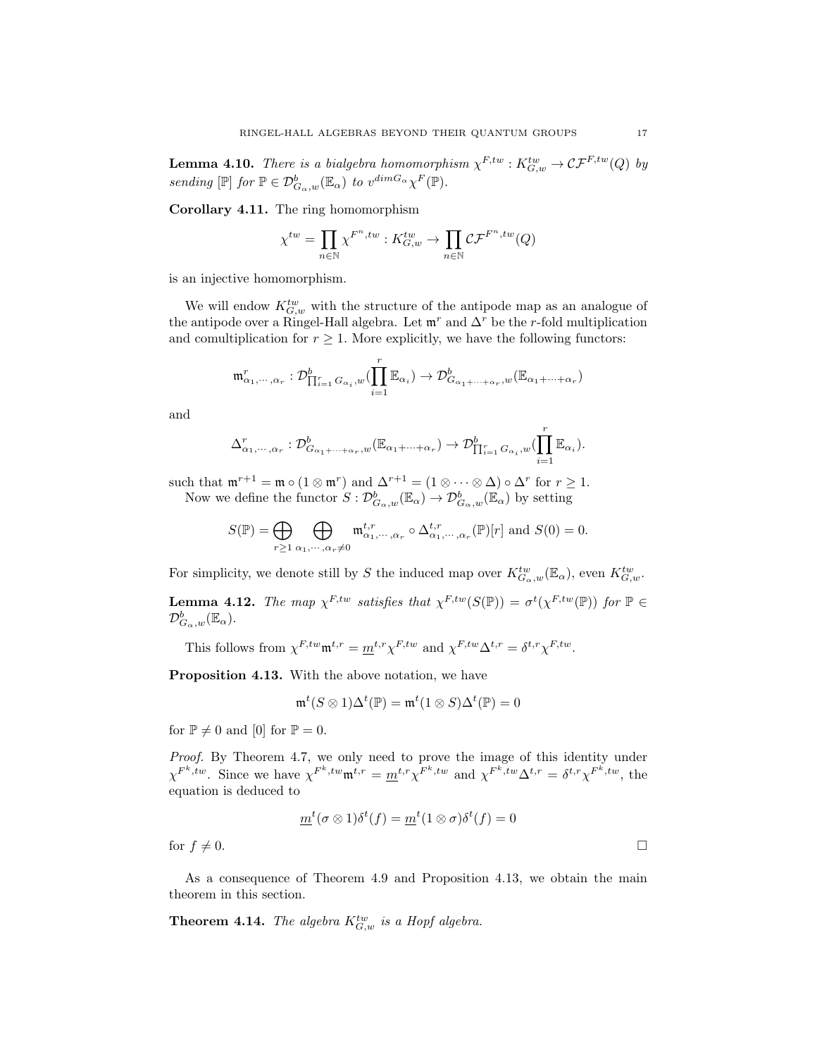**Lemma 4.10.** *There is a bialgebra homomorphism $\chi^{F,tw}: K^{tw}_{G,w} \to \mathcal{CF}^{F,tw}(Q)$ by sending $[\mathbb{P}]$ for $\mathbb{P} \in \mathcal{D}^b_{G_\alpha,w}(\mathbb{E}_\alpha)$ to $v^{dim G_\alpha}\chi^F(\mathbb{P})$.*

**Corollary 4.11.** The ring homomorphism

$$\chi^{tw} = \prod_{n\in\mathbb{N}} \chi^{F^n,tw} : K^{tw}_{G,w} \to \prod_{n\in\mathbb{N}} \mathcal{CF}^{F^n,tw}(Q)$$

is an injective homomorphism.

We will endow $K^{tw}_{G,w}$ with the structure of the antipode map as an analogue of the antipode over a Ringel-Hall algebra. Let $\mathfrak{m}^r$ and $\Delta^r$ be the $r$-fold multiplication and comultiplication for $r \geq 1$. More explicitly, we have the following functors:

$$\mathfrak{m}^r_{\alpha_1,\cdots,\alpha_r} : \mathcal{D}^b_{\prod_{i=1}^r G_{\alpha_i},w}(\prod_{i=1}^r \mathbb{E}_{\alpha_i}) \to \mathcal{D}^b_{G_{\alpha_1+\cdots+\alpha_r},w}(\mathbb{E}_{\alpha_1+\cdots+\alpha_r})$$

and

$$\Delta^r_{\alpha_1,\cdots,\alpha_r} : \mathcal{D}^b_{G_{\alpha_1+\cdots+\alpha_r},w}(\mathbb{E}_{\alpha_1+\cdots+\alpha_r}) \to \mathcal{D}^b_{\prod_{i=1}^r G_{\alpha_i},w}(\prod_{i=1}^r \mathbb{E}_{\alpha_i}).$$

such that $\mathfrak{m}^{r+1} = \mathfrak{m} \circ (1 \otimes \mathfrak{m}^r)$ and $\Delta^{r+1} = (1 \otimes \cdots \otimes \Delta) \circ \Delta^r$ for $r \geq 1$.

Now we define the functor $S : \mathcal{D}^b_{G_\alpha,w}(\mathbb{E}_\alpha) \to \mathcal{D}^b_{G_\alpha,w}(\mathbb{E}_\alpha)$ by setting

$$S(\mathbb{P}) = \bigoplus_{r\geq 1} \bigoplus_{\alpha_1,\cdots,\alpha_r \neq 0} \mathfrak{m}^{t,r}_{\alpha_1,\cdots,\alpha_r} \circ \Delta^{t,r}_{\alpha_1,\cdots,\alpha_r}(\mathbb{P})[r] \text{ and } S(0) = 0.$$

For simplicity, we denote still by $S$ the induced map over $K^{tw}_{G_\alpha,w}(\mathbb{E}_\alpha)$, even $K^{tw}_{G,w}$.

**Lemma 4.12.** *The map $\chi^{F,tw}$ satisfies that $\chi^{F,tw}(S(\mathbb{P})) = \sigma^t(\chi^{F,tw}(\mathbb{P}))$ for $\mathbb{P} \in \mathcal{D}^b_{G_\alpha,w}(\mathbb{E}_\alpha)$.*

This follows from $\chi^{F,tw}\mathfrak{m}^{t,r} = \underline{m}^{t,r}\chi^{F,tw}$ and $\chi^{F,tw}\Delta^{t,r} = \delta^{t,r}\chi^{F,tw}$.

**Proposition 4.13.** With the above notation, we have

$$\mathfrak{m}^t(S \otimes 1)\Delta^t(\mathbb{P}) = \mathfrak{m}^t(1 \otimes S)\Delta^t(\mathbb{P}) = 0$$

for $\mathbb{P} \neq 0$ and $[0]$ for $\mathbb{P} = 0$.

*Proof.* By Theorem 4.7, we only need to prove the image of this identity under $\chi^{F^k,tw}$. Since we have $\chi^{F^k,tw}\mathfrak{m}^{t,r} = \underline{m}^{t,r}\chi^{F^k,tw}$ and $\chi^{F^k,tw}\Delta^{t,r} = \delta^{t,r}\chi^{F^k,tw}$, the equation is deduced to

$$\underline{m}^t(\sigma \otimes 1)\delta^t(f) = \underline{m}^t(1 \otimes \sigma)\delta^t(f) = 0$$

for $f \neq 0$. □

As a consequence of Theorem 4.9 and Proposition 4.13, we obtain the main theorem in this section.

**Theorem 4.14.** *The algebra $K^{tw}_{G,w}$ is a Hopf algebra.*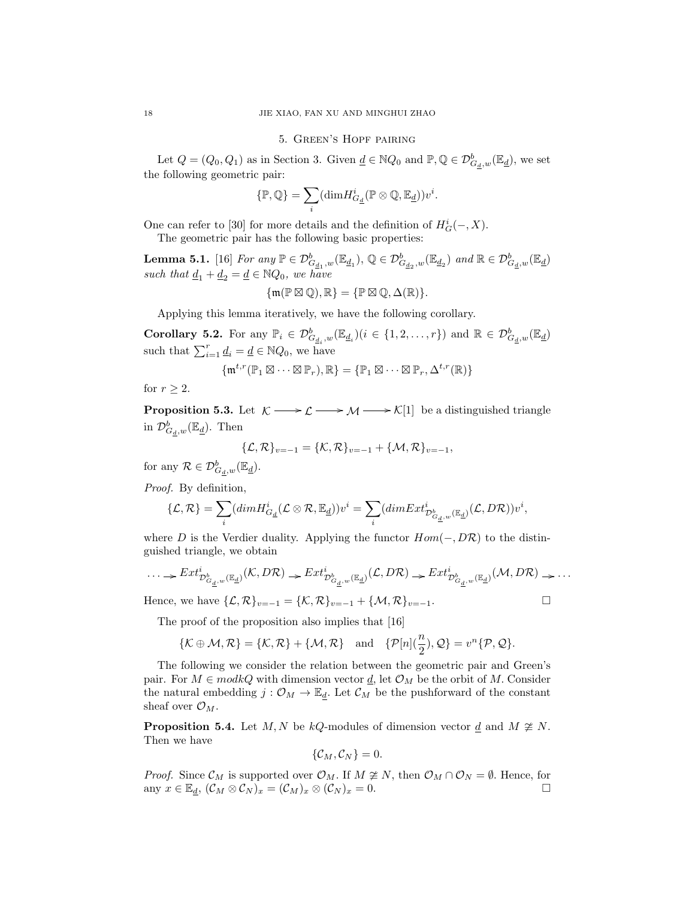## 5. Green's Hopf pairing

Let $Q = (Q_0, Q_1)$ as in Section 3. Given $\underline{d} \in \mathbb{N}Q_0$ and $\mathbb{P}, \mathbb{Q} \in \mathcal{D}^b_{G_{\underline{d}},w}(\mathbb{E}_{\underline{d}})$, we set the following geometric pair:

$$\{\mathbb{P}, \mathbb{Q}\} = \sum_i (\dim H^i_{G_{\underline{d}}}(\mathbb{P} \otimes \mathbb{Q}, \mathbb{E}_{\underline{d}}))v^i.$$

One can refer to [30] for more details and the definition of $H^i_G(-, X)$.

The geometric pair has the following basic properties:

**Lemma 5.1.** [16] *For any $\mathbb{P} \in \mathcal{D}^b_{G_{\underline{d}_1},w}(\mathbb{E}_{\underline{d}_1})$, $\mathbb{Q} \in \mathcal{D}^b_{G_{\underline{d}_2},w}(\mathbb{E}_{\underline{d}_2})$ and $\mathbb{R} \in \mathcal{D}^b_{G_{\underline{d}},w}(\mathbb{E}_{\underline{d}})$ such that $\underline{d}_1 + \underline{d}_2 = \underline{d} \in \mathbb{N}Q_0$, we have*

$$\{\mathfrak{m}(\mathbb{P} \boxtimes \mathbb{Q}), \mathbb{R}\} = \{\mathbb{P} \boxtimes \mathbb{Q}, \Delta(\mathbb{R})\}.$$

Applying this lemma iteratively, we have the following corollary.

**Corollary 5.2.** For any $\mathbb{P}_i \in \mathcal{D}^b_{G_{\underline{d}_i},w}(\mathbb{E}_{\underline{d}_i})(i \in \{1, 2, \ldots, r\})$ and $\mathbb{R} \in \mathcal{D}^b_{G_{\underline{d}},w}(\mathbb{E}_{\underline{d}})$ such that $\sum_{i=1}^r \underline{d}_i = \underline{d} \in \mathbb{N}Q_0$, we have

$$\{\mathfrak{m}^{t,r}(\mathbb{P}_1 \boxtimes \cdots \boxtimes \mathbb{P}_r), \mathbb{R}\} = \{\mathbb{P}_1 \boxtimes \cdots \boxtimes \mathbb{P}_r, \Delta^{t,r}(\mathbb{R})\}$$

for $r \geq 2$.

**Proposition 5.3.** Let $\mathcal{K} \longrightarrow \mathcal{L} \longrightarrow \mathcal{M} \longrightarrow \mathcal{K}[1]$ be a distinguished triangle in $\mathcal{D}^b_{G_{\underline{d}},w}(\mathbb{E}_{\underline{d}})$. Then

$$\{\mathcal{L}, \mathcal{R}\}_{v=-1} = \{\mathcal{K}, \mathcal{R}\}_{v=-1} + \{\mathcal{M}, \mathcal{R}\}_{v=-1},$$

for any $\mathcal{R} \in \mathcal{D}^b_{G_{\underline{d}},w}(\mathbb{E}_{\underline{d}})$.

*Proof.* By definition,

$$\{\mathcal{L}, \mathcal{R}\} = \sum_i (dim H^i_{G_{\underline{d}}}(\mathcal{L} \otimes \mathcal{R}, \mathbb{E}_{\underline{d}}))v^i = \sum_i (dim Ext^i_{\mathcal{D}^b_{G_{\underline{d}},w}(\mathbb{E}_{\underline{d}})}(\mathcal{L}, D\mathcal{R}))v^i,$$

where $D$ is the Verdier duality. Applying the functor $Hom(-, D\mathcal{R})$ to the distinguished triangle, we obtain

$$\cdots \to Ext^i_{\mathcal{D}^b_{G_{\underline{d}},w}(\mathbb{E}_{\underline{d}})}(\mathcal{K}, D\mathcal{R}) \to Ext^i_{\mathcal{D}^b_{G_{\underline{d}},w}(\mathbb{E}_{\underline{d}})}(\mathcal{L}, D\mathcal{R}) \to Ext^i_{\mathcal{D}^b_{G_{\underline{d}},w}(\mathbb{E}_{\underline{d}})}(\mathcal{M}, D\mathcal{R}) \to \cdots$$

Hence, we have $\{\mathcal{L}, \mathcal{R}\}_{v=-1} = \{\mathcal{K}, \mathcal{R}\}_{v=-1} + \{\mathcal{M}, \mathcal{R}\}_{v=-1}$. □

The proof of the proposition also implies that [16]

$$\{\mathcal{K} \oplus \mathcal{M}, \mathcal{R}\} = \{\mathcal{K}, \mathcal{R}\} + \{\mathcal{M}, \mathcal{R}\} \quad \text{and} \quad \{\mathcal{P}[n](\frac{n}{2}), \mathcal{Q}\} = v^n\{\mathcal{P}, \mathcal{Q}\}.$$

The following we consider the relation between the geometric pair and Green's pair. For $M \in modkQ$ with dimension vector $\underline{d}$, let $\mathcal{O}_M$ be the orbit of $M$. Consider the natural embedding $j : \mathcal{O}_M \to \mathbb{E}_{\underline{d}}$. Let $\mathcal{C}_M$ be the pushforward of the constant sheaf over $\mathcal{O}_M$.

**Proposition 5.4.** Let $M, N$ be $kQ$-modules of dimension vector $\underline{d}$ and $M \ncong N$. Then we have

$$\{\mathcal{C}_M, \mathcal{C}_N\} = 0.$$

*Proof.* Since $\mathcal{C}_M$ is supported over $\mathcal{O}_M$. If $M \ncong N$, then $\mathcal{O}_M \cap \mathcal{O}_N = \emptyset$. Hence, for any $x \in \mathbb{E}_{\underline{d}}$, $(\mathcal{C}_M \otimes \mathcal{C}_N)_x = (\mathcal{C}_M)_x \otimes (\mathcal{C}_N)_x = 0$. □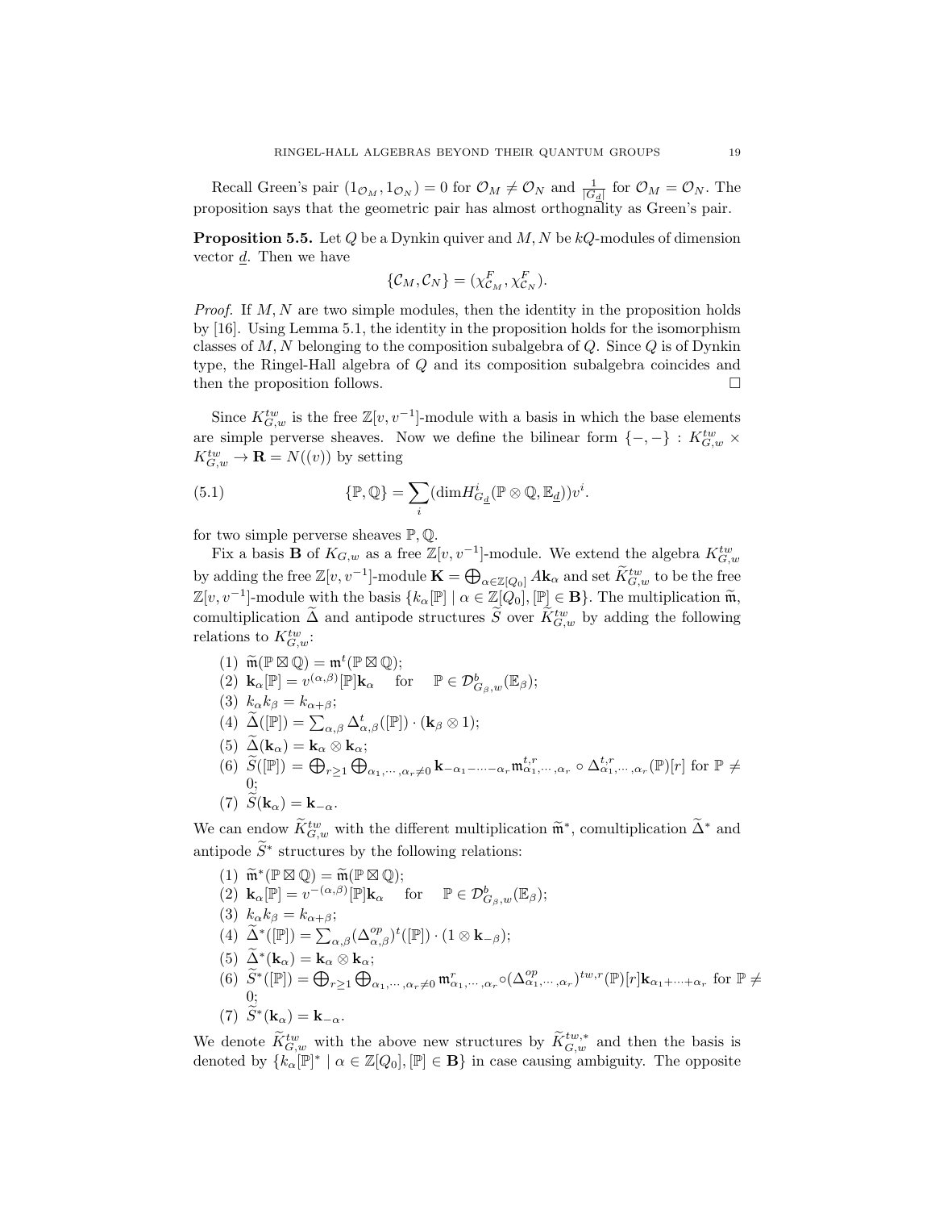Recall Green's pair $(1_{\mathcal{O}_M}, 1_{\mathcal{O}_N}) = 0$ for $\mathcal{O}_M \neq \mathcal{O}_N$ and $\frac{1}{|G_{\underline{d}}|}$ for $\mathcal{O}_M = \mathcal{O}_N$. The proposition says that the geometric pair has almost orthognality as Green's pair.

**Proposition 5.5.** Let $Q$ be a Dynkin quiver and $M, N$ be $kQ$-modules of dimension vector $\underline{d}$. Then we have

$$\{\mathcal{C}_M, \mathcal{C}_N\} = (\chi^F_{\mathcal{C}_M}, \chi^F_{\mathcal{C}_N}).$$

*Proof.* If $M, N$ are two simple modules, then the identity in the proposition holds by [16]. Using Lemma 5.1, the identity in the proposition holds for the isomorphism classes of $M, N$ belonging to the composition subalgebra of $Q$. Since $Q$ is of Dynkin type, the Ringel-Hall algebra of $Q$ and its composition subalgebra coincides and then the proposition follows. $\square$

Since $K^{tw}_{G,w}$ is the free $\mathbb{Z}[v, v^{-1}]$-module with a basis in which the base elements are simple perverse sheaves. Now we define the bilinear form $\{-,-\} : K^{tw}_{G,w} \times K^{tw}_{G,w} \to \mathbf{R} = N((v))$ by setting

$$\{\mathbb{P}, \mathbb{Q}\} = \sum_i (\mathrm{dim} H^i_{G_{\underline{d}}}(\mathbb{P} \otimes \mathbb{Q}, \mathbb{E}_{\underline{d}}))v^i. \tag{5.1}$$

for two simple perverse sheaves $\mathbb{P}, \mathbb{Q}$.

Fix a basis $\mathbf{B}$ of $K_{G,w}$ as a free $\mathbb{Z}[v, v^{-1}]$-module. We extend the algebra $K^{tw}_{G,w}$ by adding the free $\mathbb{Z}[v, v^{-1}]$-module $\mathbf{K} = \bigoplus_{\alpha \in \mathbb{Z}[Q_0]} A\mathbf{k}_\alpha$ and set $\widetilde{K}^{tw}_{G,w}$ to be the free $\mathbb{Z}[v, v^{-1}]$-module with the basis $\{k_\alpha[\mathbb{P}] \mid \alpha \in \mathbb{Z}[Q_0], [\mathbb{P}] \in \mathbf{B}\}$. The multiplication $\widetilde{\mathfrak{m}}$, comultiplication $\widetilde{\Delta}$ and antipode structures $\widetilde{S}$ over $\widetilde{K}^{tw}_{G,w}$ by adding the following relations to $K^{tw}_{G,w}$:

1. $\widetilde{\mathfrak{m}}(\mathbb{P} \boxtimes \mathbb{Q}) = \mathfrak{m}^t(\mathbb{P} \boxtimes \mathbb{Q})$;
2. $\mathbf{k}_\alpha[\mathbb{P}] = v^{(\alpha,\beta)}[\mathbb{P}]\mathbf{k}_\alpha \quad$ for $\quad \mathbb{P} \in \mathcal{D}^b_{G_\beta,w}(\mathbb{E}_\beta)$;
3. $k_\alpha k_\beta = k_{\alpha+\beta}$;
4. $\widetilde{\Delta}([\mathbb{P}]) = \sum_{\alpha,\beta} \Delta^t_{\alpha,\beta}([\mathbb{P}]) \cdot (\mathbf{k}_\beta \otimes 1)$;
5. $\widetilde{\Delta}(\mathbf{k}_\alpha) = \mathbf{k}_\alpha \otimes \mathbf{k}_\alpha$;
6. $\widetilde{S}([\mathbb{P}]) = \bigoplus_{r \geq 1} \bigoplus_{\alpha_1,\cdots,\alpha_r \neq 0} \mathbf{k}_{-\alpha_1-\cdots-\alpha_r} \mathfrak{m}^{t,r}_{\alpha_1,\cdots,\alpha_r} \circ \Delta^{t,r}_{\alpha_1,\cdots,\alpha_r}(\mathbb{P})[r]$ for $\mathbb{P} \neq 0$;
7. $\widetilde{S}(\mathbf{k}_\alpha) = \mathbf{k}_{-\alpha}$.

We can endow $\widetilde{K}^{tw}_{G,w}$ with the different multiplication $\widetilde{\mathfrak{m}}^*$, comultiplication $\widetilde{\Delta}^*$ and antipode $\widetilde{S}^*$ structures by the following relations:

1. $\widetilde{\mathfrak{m}}^*(\mathbb{P} \boxtimes \mathbb{Q}) = \widetilde{\mathfrak{m}}(\mathbb{P} \boxtimes \mathbb{Q})$;
2. $\mathbf{k}_\alpha[\mathbb{P}] = v^{-(\alpha,\beta)}[\mathbb{P}]\mathbf{k}_\alpha \quad$ for $\quad \mathbb{P} \in \mathcal{D}^b_{G_\beta,w}(\mathbb{E}_\beta)$;
3. $k_\alpha k_\beta = k_{\alpha+\beta}$;
4. $\widetilde{\Delta}^*([\mathbb{P}]) = \sum_{\alpha,\beta} (\Delta^{op}_{\alpha,\beta})^t([\mathbb{P}]) \cdot (1 \otimes \mathbf{k}_{-\beta})$;
5. $\widetilde{\Delta}^*(\mathbf{k}_\alpha) = \mathbf{k}_\alpha \otimes \mathbf{k}_\alpha$;
6. $\widetilde{S}^*([\mathbb{P}]) = \bigoplus_{r \geq 1} \bigoplus_{\alpha_1,\cdots,\alpha_r \neq 0} \mathfrak{m}^r_{\alpha_1,\cdots,\alpha_r} \circ (\Delta^{op}_{\alpha_1,\cdots,\alpha_r})^{tw,r}(\mathbb{P})[r]\mathbf{k}_{\alpha_1+\cdots+\alpha_r}$ for $\mathbb{P} \neq 0$;
7. $\widetilde{S}^*(\mathbf{k}_\alpha) = \mathbf{k}_{-\alpha}$.

We denote $\widetilde{K}^{tw}_{G,w}$ with the above new structures by $\widetilde{K}^{tw,*}_{G,w}$ and then the basis is denoted by $\{k_\alpha[\mathbb{P}]^* \mid \alpha \in \mathbb{Z}[Q_0], [\mathbb{P}] \in \mathbf{B}\}$ in case causing ambiguity. The opposite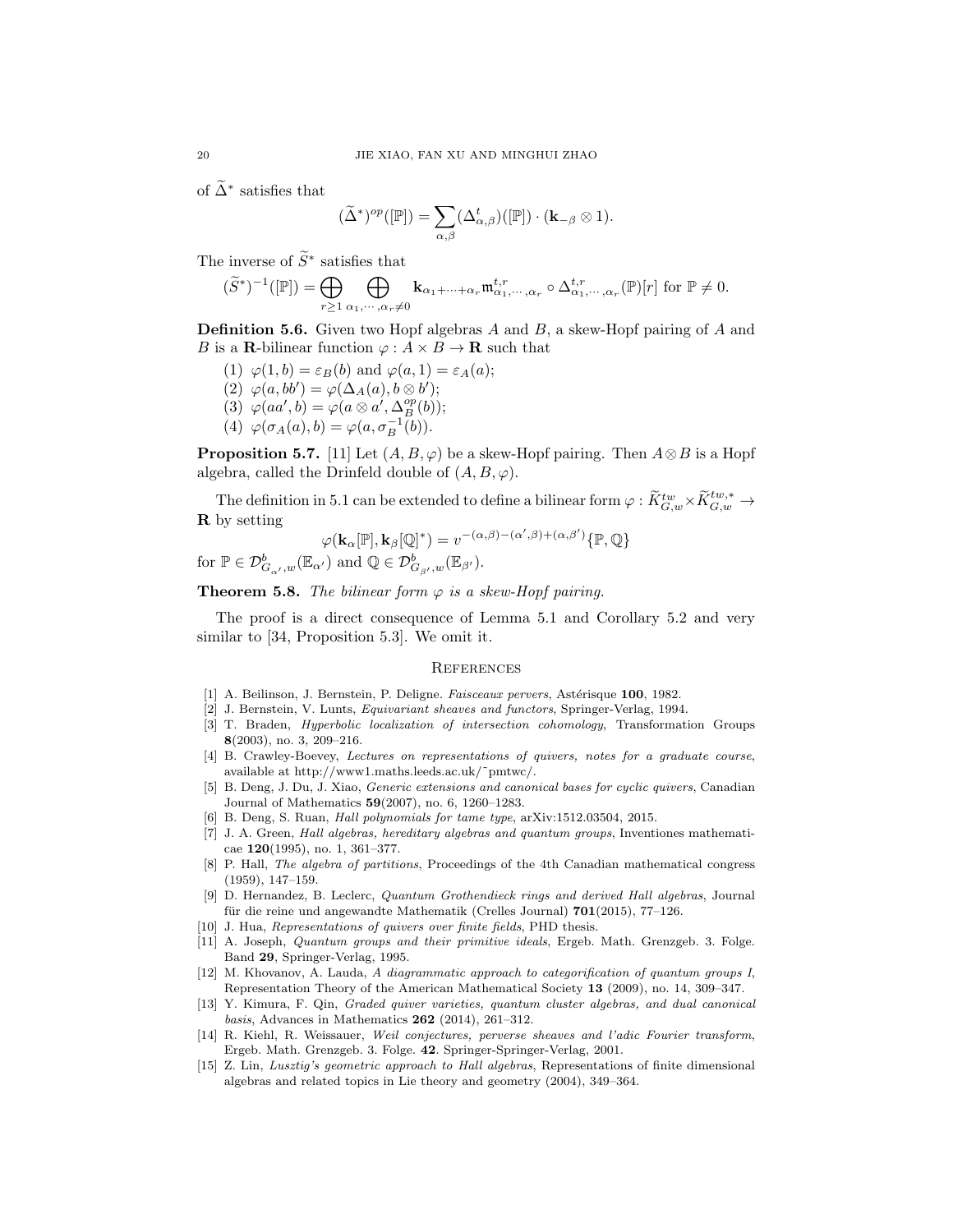of $\widetilde{\Delta}^*$ satisfies that

$$(\widetilde{\Delta}^*)^{op}([\mathbb{P}]) = \sum_{\alpha,\beta} (\Delta^t_{\alpha,\beta})([\mathbb{P}]) \cdot (\mathbf{k}_{-\beta} \otimes 1).$$

The inverse of $\widetilde{S}^*$ satisfies that

$$(\widetilde{S}^*)^{-1}([\mathbb{P}]) = \bigoplus_{r\geq 1} \bigoplus_{\alpha_1,\cdots,\alpha_r\neq 0} \mathbf{k}_{\alpha_1+\cdots+\alpha_r} \mathfrak{m}^{t,r}_{\alpha_1,\cdots,\alpha_r} \circ \Delta^{t,r}_{\alpha_1,\cdots,\alpha_r}(\mathbb{P})[r] \text{ for } \mathbb{P} \neq 0.$$

**Definition 5.6.** Given two Hopf algebras $A$ and $B$, a skew-Hopf pairing of $A$ and $B$ is a $\mathbf{R}$-bilinear function $\varphi : A \times B \to \mathbf{R}$ such that

(1) $\varphi(1, b) = \varepsilon_B(b)$ and $\varphi(a, 1) = \varepsilon_A(a)$;
(2) $\varphi(a, bb') = \varphi(\Delta_A(a), b \otimes b')$;
(3) $\varphi(aa', b) = \varphi(a \otimes a', \Delta^{op}_B(b))$;
(4) $\varphi(\sigma_A(a), b) = \varphi(a, \sigma^{-1}_B(b))$.

**Proposition 5.7.** [11] Let $(A, B, \varphi)$ be a skew-Hopf pairing. Then $A \otimes B$ is a Hopf algebra, called the Drinfeld double of $(A, B, \varphi)$.

The definition in 5.1 can be extended to define a bilinear form $\varphi : \widetilde{K}^{tw}_{G,w} \times \widetilde{K}^{tw,*}_{G,w} \to \mathbf{R}$ by setting

$$\varphi(\mathbf{k}_\alpha[\mathbb{P}], \mathbf{k}_\beta[\mathbb{Q}]^*) = v^{-(\alpha,\beta)-(\alpha',\beta)+(\alpha,\beta')}\{\mathbb{P}, \mathbb{Q}\}$$

for $\mathbb{P} \in \mathcal{D}^b_{G_{\alpha'},w}(\mathbb{E}_{\alpha'})$ and $\mathbb{Q} \in \mathcal{D}^b_{G_{\beta'},w}(\mathbb{E}_{\beta'})$.

**Theorem 5.8.** *The bilinear form $\varphi$ is a skew-Hopf pairing.*

The proof is a direct consequence of Lemma 5.1 and Corollary 5.2 and very similar to [34, Proposition 5.3]. We omit it.

## References

[1] A. Beilinson, J. Bernstein, P. Deligne. *Faisceaux pervers*, Astérisque **100**, 1982.
[2] J. Bernstein, V. Lunts, *Equivariant sheaves and functors*, Springer-Verlag, 1994.
[3] T. Braden, *Hyperbolic localization of intersection cohomology*, Transformation Groups **8**(2003), no. 3, 209–216.
[4] B. Crawley-Boevey, *Lectures on representations of quivers, notes for a graduate course*, available at http://www1.maths.leeds.ac.uk/˜pmtwc/.
[5] B. Deng, J. Du, J. Xiao, *Generic extensions and canonical bases for cyclic quivers*, Canadian Journal of Mathematics **59**(2007), no. 6, 1260–1283.
[6] B. Deng, S. Ruan, *Hall polynomials for tame type*, arXiv:1512.03504, 2015.
[7] J. A. Green, *Hall algebras, hereditary algebras and quantum groups*, Inventiones mathematicae **120**(1995), no. 1, 361–377.
[8] P. Hall, *The algebra of partitions*, Proceedings of the 4th Canadian mathematical congress (1959), 147–159.
[9] D. Hernandez, B. Leclerc, *Quantum Grothendieck rings and derived Hall algebras*, Journal für die reine und angewandte Mathematik (Crelles Journal) **701**(2015), 77–126.
[10] J. Hua, *Representations of quivers over finite fields*, PHD thesis.
[11] A. Joseph, *Quantum groups and their primitive ideals*, Ergeb. Math. Grenzgeb. 3. Folge. Band **29**, Springer-Verlag, 1995.
[12] M. Khovanov, A. Lauda, *A diagrammatic approach to categorification of quantum groups I*, Representation Theory of the American Mathematical Society **13** (2009), no. 14, 309–347.
[13] Y. Kimura, F. Qin, *Graded quiver varieties, quantum cluster algebras, and dual canonical basis*, Advances in Mathematics **262** (2014), 261–312.
[14] R. Kiehl, R. Weissauer, *Weil conjectures, perverse sheaves and l'adic Fourier transform*, Ergeb. Math. Grenzgeb. 3. Folge. **42**. Springer-Springer-Verlag, 2001.
[15] Z. Lin, *Lusztig's geometric approach to Hall algebras*, Representations of finite dimensional algebras and related topics in Lie theory and geometry (2004), 349–364.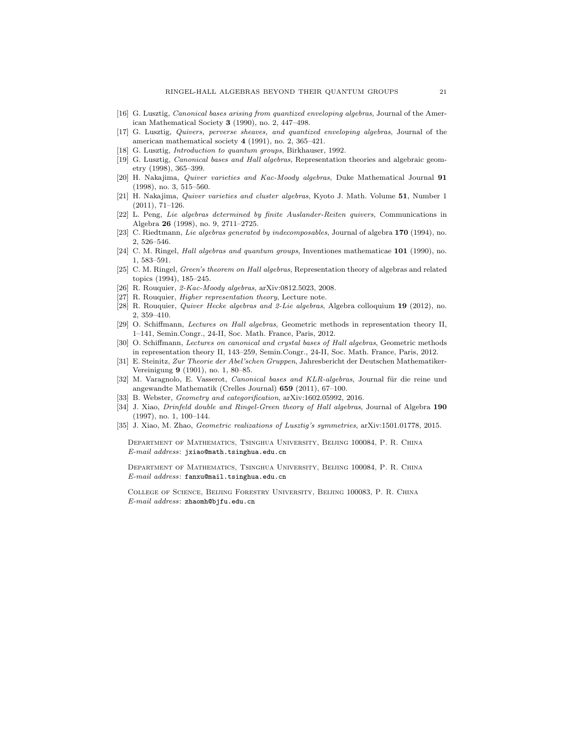[16] G. Lusztig, *Canonical bases arising from quantized enveloping algebras*, Journal of the American Mathematical Society **3** (1990), no. 2, 447–498.

[17] G. Lusztig, *Quivers, perverse sheaves, and quantized enveloping algebras*, Journal of the american mathematical society **4** (1991), no. 2, 365–421.

[18] G. Lusztig, *Introduction to quantum groups*, Birkhauser, 1992.

[19] G. Lusztig, *Canonical bases and Hall algebras*, Representation theories and algebraic geometry (1998), 365–399.

[20] H. Nakajima, *Quiver varieties and Kac-Moody algebras*, Duke Mathematical Journal **91** (1998), no. 3, 515–560.

[21] H. Nakajima, *Quiver varieties and cluster algebras*, Kyoto J. Math. Volume **51**, Number 1 (2011), 71–126.

[22] L. Peng, *Lie algebras determined by finite Auslander-Reiten quivers*, Communications in Algebra **26** (1998), no. 9, 2711–2725.

[23] C. Riedtmann, *Lie algebras generated by indecomposables*, Journal of algebra **170** (1994), no. 2, 526–546.

[24] C. M. Ringel, *Hall algebras and quantum groups*, Inventiones mathematicae **101** (1990), no. 1, 583–591.

[25] C. M. Ringel, *Green's theorem on Hall algebras*, Representation theory of algebras and related topics (1994), 185–245.

[26] R. Rouquier, *2-Kac-Moody algebras*, arXiv:0812.5023, 2008.

[27] R. Rouquier, *Higher representation theory*, Lecture note.

[28] R. Rouquier, *Quiver Hecke algebras and 2-Lie algebras*, Algebra colloquium **19** (2012), no. 2, 359–410.

[29] O. Schiffmann, *Lectures on Hall algebras*, Geometric methods in representation theory II, 1–141, Semin.Congr., 24-II, Soc. Math. France, Paris, 2012.

[30] O. Schiffmann, *Lectures on canonical and crystal bases of Hall algebras*, Geometric methods in representation theory II, 143–259, Semin.Congr., 24-II, Soc. Math. France, Paris, 2012.

[31] E. Steinitz, *Zur Theorie der Abel'schen Gruppen*, Jahresbericht der Deutschen Mathematiker-Vereinigung **9** (1901), no. 1, 80–85.

[32] M. Varagnolo, E. Vasserot, *Canonical bases and KLR-algebras*, Journal für die reine und angewandte Mathematik (Crelles Journal) **659** (2011), 67–100.

[33] B. Webster, *Geometry and categorification*, arXiv:1602.05992, 2016.

[34] J. Xiao, *Drinfeld double and Ringel-Green theory of Hall algebras*, Journal of Algebra **190** (1997), no. 1, 100–144.

[35] J. Xiao, M. Zhao, *Geometric realizations of Lusztig's symmetries*, arXiv:1501.01778, 2015.

Department of Mathematics, Tsinghua University, Beijing 100084, P. R. China
*E-mail address*: jxiao@math.tsinghua.edu.cn

Department of Mathematics, Tsinghua University, Beijing 100084, P. R. China
*E-mail address*: fanxu@mail.tsinghua.edu.cn

College of Science, Beijing Forestry University, Beijing 100083, P. R. China
*E-mail address*: zhaomh@bjfu.edu.cn